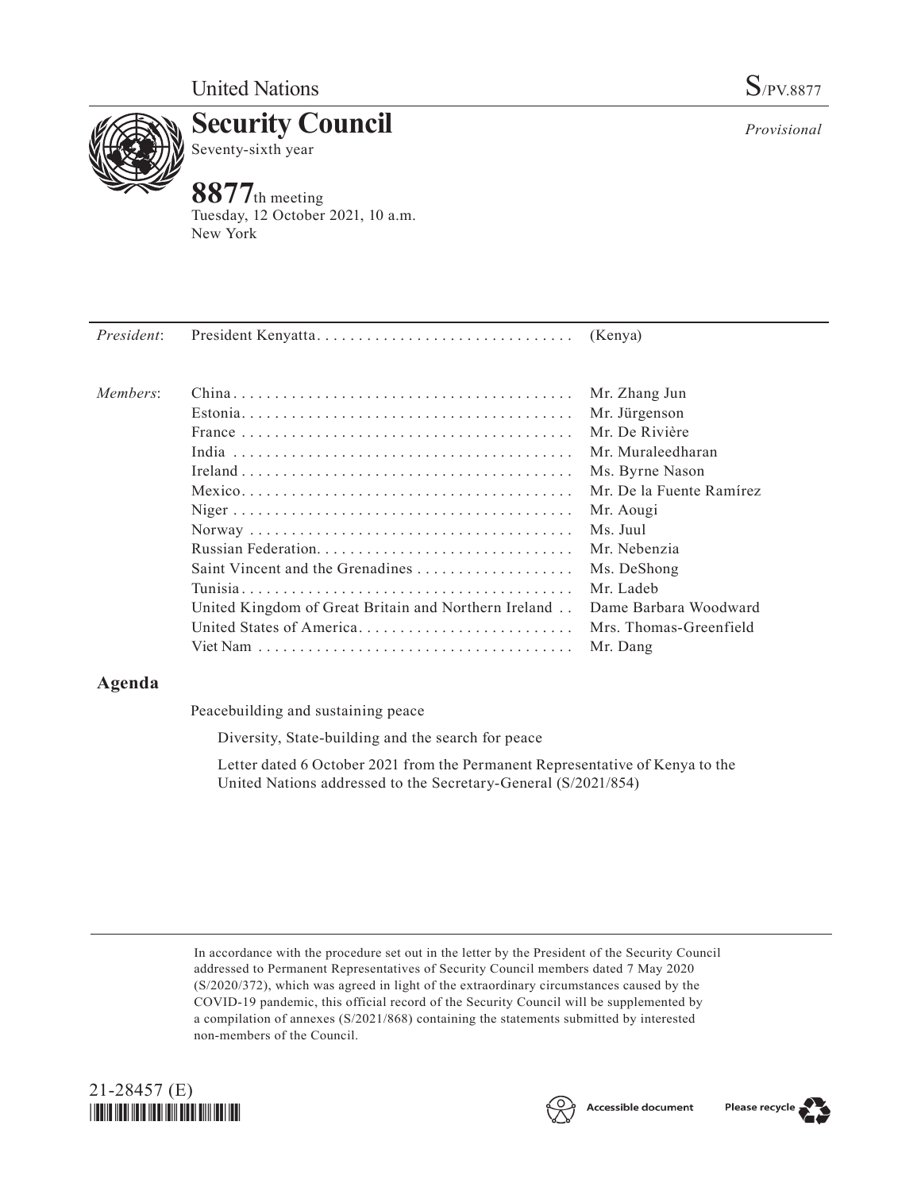United Nations S/PV.8877

# Security Council

Seventy-sixth year

*Provisional*

## 8877th meeting

Tuesday, 12 October 2021, 10 a.m.
New York

| | | |
|---|---|---|
| *President*: | President Kenyatta | (Kenya) |
| *Members*: | China | Mr. Zhang Jun |
| | Estonia | Mr. Jürgenson |
| | France | Mr. De Rivière |
| | India | Mr. Muraleedharan |
| | Ireland | Ms. Byrne Nason |
| | Mexico | Mr. De la Fuente Ramírez |
| | Niger | Mr. Aougi |
| | Norway | Ms. Juul |
| | Russian Federation | Mr. Nebenzia |
| | Saint Vincent and the Grenadines | Ms. DeShong |
| | Tunisia | Mr. Ladeb |
| | United Kingdom of Great Britain and Northern Ireland | Dame Barbara Woodward |
| | United States of America | Mrs. Thomas-Greenfield |
| | Viet Nam | Mr. Dang |

## Agenda

Peacebuilding and sustaining peace

Diversity, State-building and the search for peace

Letter dated 6 October 2021 from the Permanent Representative of Kenya to the United Nations addressed to the Secretary-General (S/2021/854)

In accordance with the procedure set out in the letter by the President of the Security Council addressed to Permanent Representatives of Security Council members dated 7 May 2020 (S/2020/372), which was agreed in light of the extraordinary circumstances caused by the COVID-19 pandemic, this official record of the Security Council will be supplemented by a compilation of annexes (S/2021/868) containing the statements submitted by interested non-members of the Council.

21-28457 (E)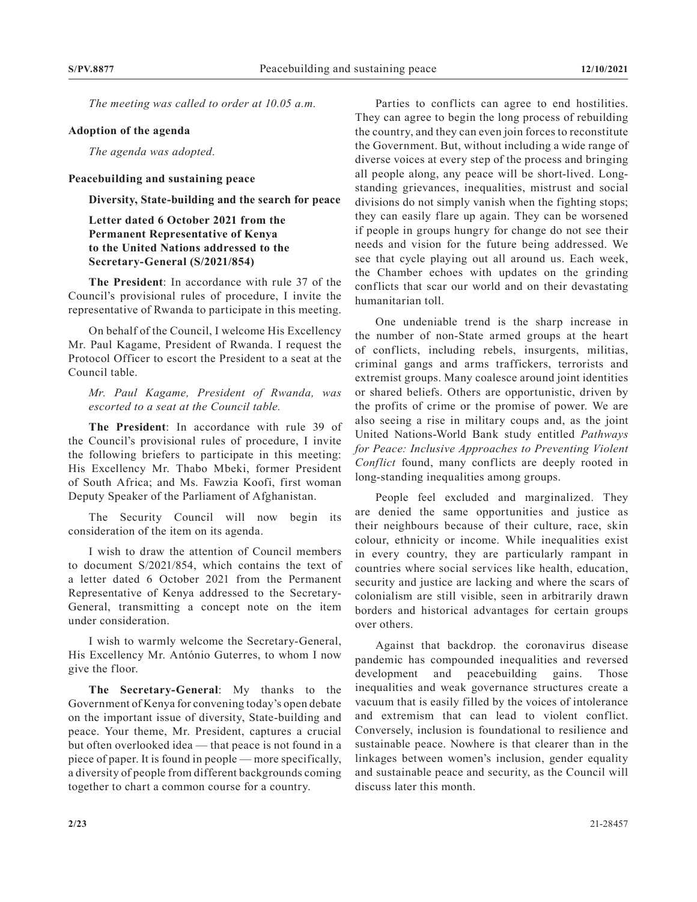*The meeting was called to order at 10.05 a.m.*

**Adoption of the agenda**

*The agenda was adopted.*

**Peacebuilding and sustaining peace**

**Diversity, State-building and the search for peace**

**Letter dated 6 October 2021 from the Permanent Representative of Kenya to the United Nations addressed to the Secretary-General (S/2021/854)**

**The President**: In accordance with rule 37 of the Council's provisional rules of procedure, I invite the representative of Rwanda to participate in this meeting.

On behalf of the Council, I welcome His Excellency Mr. Paul Kagame, President of Rwanda. I request the Protocol Officer to escort the President to a seat at the Council table.

*Mr. Paul Kagame, President of Rwanda, was escorted to a seat at the Council table.*

**The President**: In accordance with rule 39 of the Council's provisional rules of procedure, I invite the following briefers to participate in this meeting: His Excellency Mr. Thabo Mbeki, former President of South Africa; and Ms. Fawzia Koofi, first woman Deputy Speaker of the Parliament of Afghanistan.

The Security Council will now begin its consideration of the item on its agenda.

I wish to draw the attention of Council members to document S/2021/854, which contains the text of a letter dated 6 October 2021 from the Permanent Representative of Kenya addressed to the Secretary-General, transmitting a concept note on the item under consideration.

I wish to warmly welcome the Secretary-General, His Excellency Mr. António Guterres, to whom I now give the floor.

**The Secretary-General**: My thanks to the Government of Kenya for convening today's open debate on the important issue of diversity, State-building and peace. Your theme, Mr. President, captures a crucial but often overlooked idea — that peace is not found in a piece of paper. It is found in people — more specifically, a diversity of people from different backgrounds coming together to chart a common course for a country.

Parties to conflicts can agree to end hostilities. They can agree to begin the long process of rebuilding the country, and they can even join forces to reconstitute the Government. But, without including a wide range of diverse voices at every step of the process and bringing all people along, any peace will be short-lived. Long-standing grievances, inequalities, mistrust and social divisions do not simply vanish when the fighting stops; they can easily flare up again. They can be worsened if people in groups hungry for change do not see their needs and vision for the future being addressed. We see that cycle playing out all around us. Each week, the Chamber echoes with updates on the grinding conflicts that scar our world and on their devastating humanitarian toll.

One undeniable trend is the sharp increase in the number of non-State armed groups at the heart of conflicts, including rebels, insurgents, militias, criminal gangs and arms traffickers, terrorists and extremist groups. Many coalesce around joint identities or shared beliefs. Others are opportunistic, driven by the profits of crime or the promise of power. We are also seeing a rise in military coups and, as the joint United Nations-World Bank study entitled *Pathways for Peace: Inclusive Approaches to Preventing Violent Conflict* found, many conflicts are deeply rooted in long-standing inequalities among groups.

People feel excluded and marginalized. They are denied the same opportunities and justice as their neighbours because of their culture, race, skin colour, ethnicity or income. While inequalities exist in every country, they are particularly rampant in countries where social services like health, education, security and justice are lacking and where the scars of colonialism are still visible, seen in arbitrarily drawn borders and historical advantages for certain groups over others.

Against that backdrop. the coronavirus disease pandemic has compounded inequalities and reversed development and peacebuilding gains. Those inequalities and weak governance structures create a vacuum that is easily filled by the voices of intolerance and extremism that can lead to violent conflict. Conversely, inclusion is foundational to resilience and sustainable peace. Nowhere is that clearer than in the linkages between women's inclusion, gender equality and sustainable peace and security, as the Council will discuss later this month.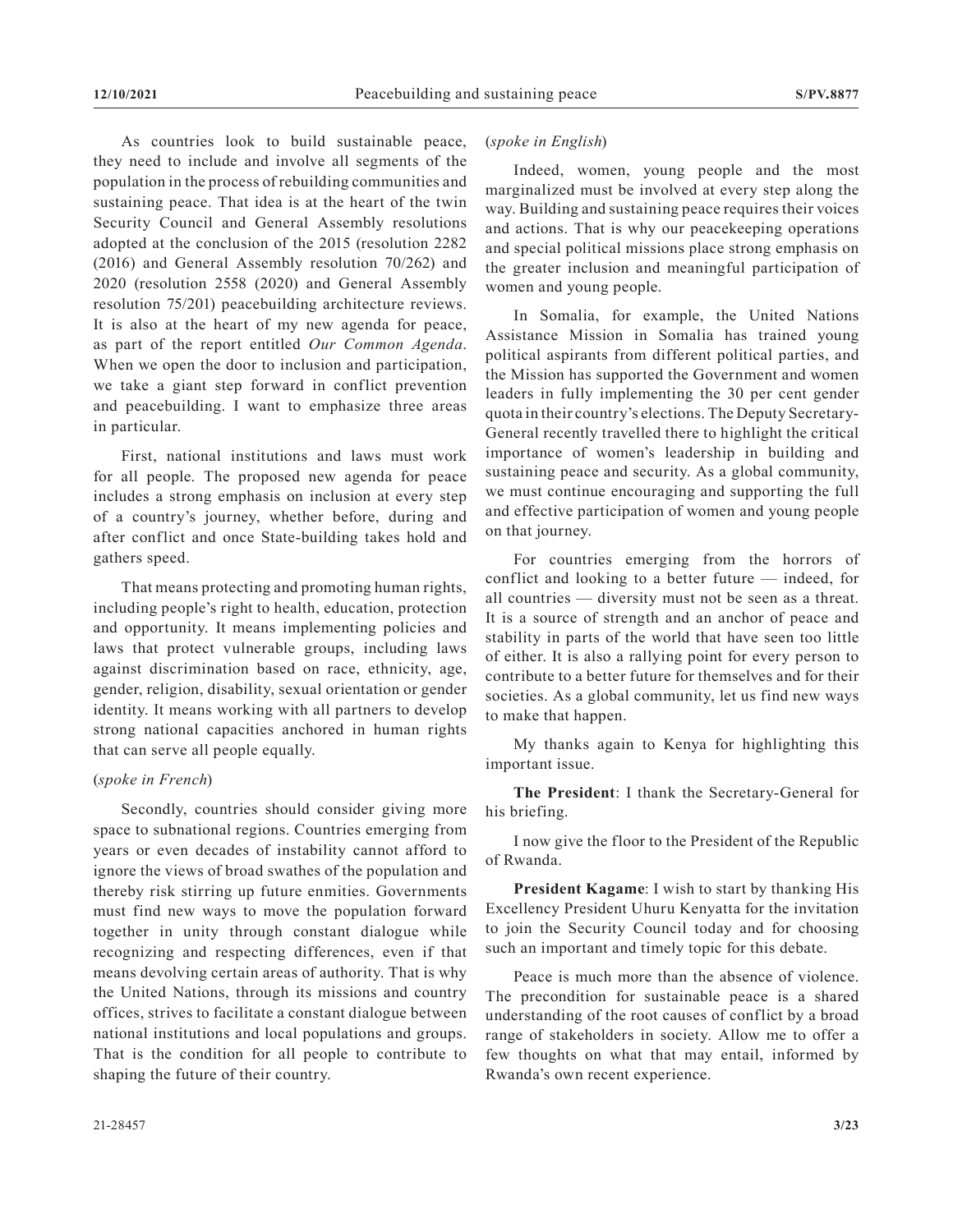As countries look to build sustainable peace, they need to include and involve all segments of the population in the process of rebuilding communities and sustaining peace. That idea is at the heart of the twin Security Council and General Assembly resolutions adopted at the conclusion of the 2015 (resolution 2282 (2016) and General Assembly resolution 70/262) and 2020 (resolution 2558 (2020) and General Assembly resolution 75/201) peacebuilding architecture reviews. It is also at the heart of my new agenda for peace, as part of the report entitled *Our Common Agenda*. When we open the door to inclusion and participation, we take a giant step forward in conflict prevention and peacebuilding. I want to emphasize three areas in particular.

First, national institutions and laws must work for all people. The proposed new agenda for peace includes a strong emphasis on inclusion at every step of a country's journey, whether before, during and after conflict and once State-building takes hold and gathers speed.

That means protecting and promoting human rights, including people's right to health, education, protection and opportunity. It means implementing policies and laws that protect vulnerable groups, including laws against discrimination based on race, ethnicity, age, gender, religion, disability, sexual orientation or gender identity. It means working with all partners to develop strong national capacities anchored in human rights that can serve all people equally.

(*spoke in French*)

Secondly, countries should consider giving more space to subnational regions. Countries emerging from years or even decades of instability cannot afford to ignore the views of broad swathes of the population and thereby risk stirring up future enmities. Governments must find new ways to move the population forward together in unity through constant dialogue while recognizing and respecting differences, even if that means devolving certain areas of authority. That is why the United Nations, through its missions and country offices, strives to facilitate a constant dialogue between national institutions and local populations and groups. That is the condition for all people to contribute to shaping the future of their country.

(*spoke in English*)

Indeed, women, young people and the most marginalized must be involved at every step along the way. Building and sustaining peace requires their voices and actions. That is why our peacekeeping operations and special political missions place strong emphasis on the greater inclusion and meaningful participation of women and young people.

In Somalia, for example, the United Nations Assistance Mission in Somalia has trained young political aspirants from different political parties, and the Mission has supported the Government and women leaders in fully implementing the 30 per cent gender quota in their country's elections. The Deputy Secretary-General recently travelled there to highlight the critical importance of women's leadership in building and sustaining peace and security. As a global community, we must continue encouraging and supporting the full and effective participation of women and young people on that journey.

For countries emerging from the horrors of conflict and looking to a better future — indeed, for all countries — diversity must not be seen as a threat. It is a source of strength and an anchor of peace and stability in parts of the world that have seen too little of either. It is also a rallying point for every person to contribute to a better future for themselves and for their societies. As a global community, let us find new ways to make that happen.

My thanks again to Kenya for highlighting this important issue.

**The President**: I thank the Secretary-General for his briefing.

I now give the floor to the President of the Republic of Rwanda.

**President Kagame**: I wish to start by thanking His Excellency President Uhuru Kenyatta for the invitation to join the Security Council today and for choosing such an important and timely topic for this debate.

Peace is much more than the absence of violence. The precondition for sustainable peace is a shared understanding of the root causes of conflict by a broad range of stakeholders in society. Allow me to offer a few thoughts on what that may entail, informed by Rwanda's own recent experience.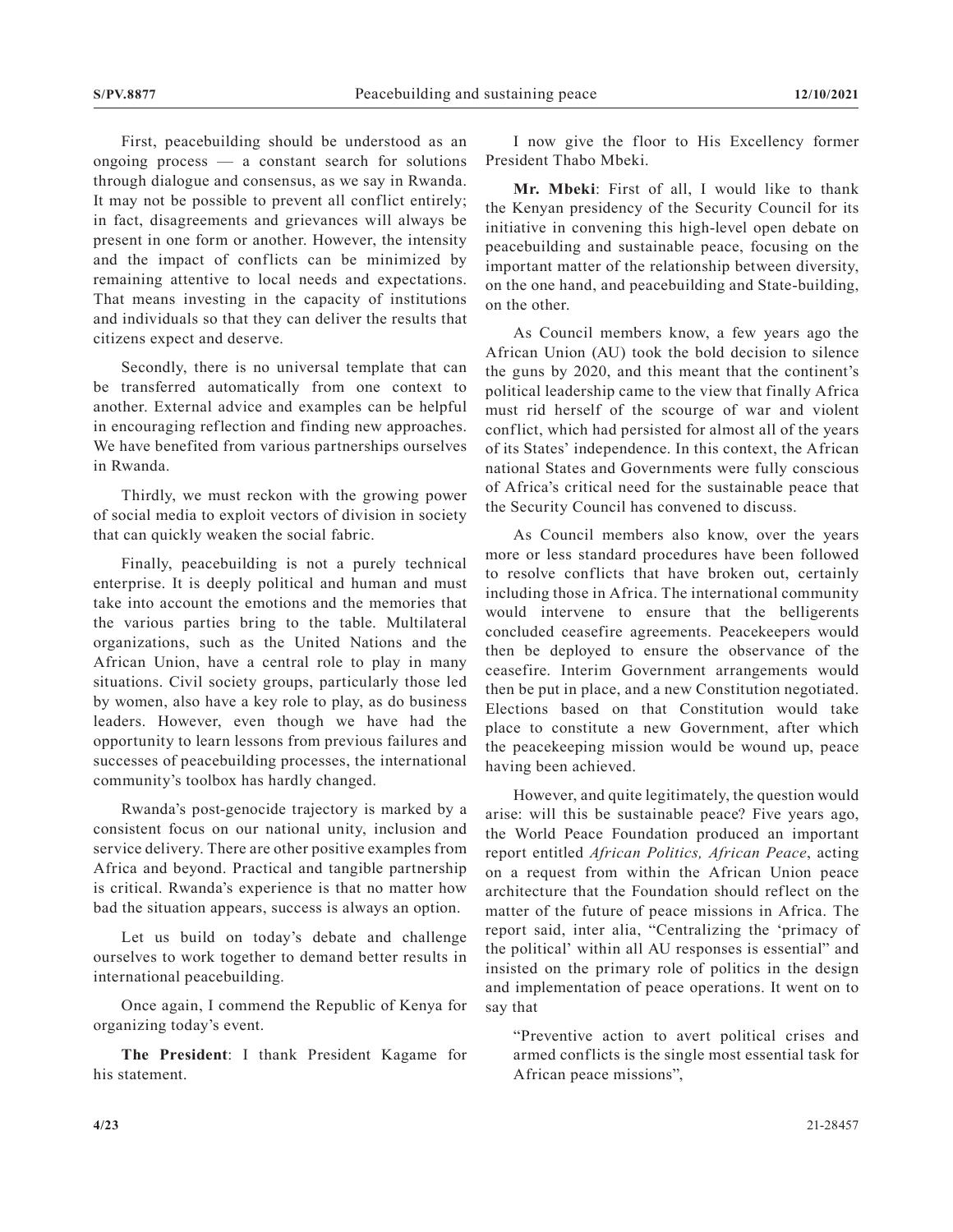First, peacebuilding should be understood as an ongoing process — a constant search for solutions through dialogue and consensus, as we say in Rwanda. It may not be possible to prevent all conflict entirely; in fact, disagreements and grievances will always be present in one form or another. However, the intensity and the impact of conflicts can be minimized by remaining attentive to local needs and expectations. That means investing in the capacity of institutions and individuals so that they can deliver the results that citizens expect and deserve.

Secondly, there is no universal template that can be transferred automatically from one context to another. External advice and examples can be helpful in encouraging reflection and finding new approaches. We have benefited from various partnerships ourselves in Rwanda.

Thirdly, we must reckon with the growing power of social media to exploit vectors of division in society that can quickly weaken the social fabric.

Finally, peacebuilding is not a purely technical enterprise. It is deeply political and human and must take into account the emotions and the memories that the various parties bring to the table. Multilateral organizations, such as the United Nations and the African Union, have a central role to play in many situations. Civil society groups, particularly those led by women, also have a key role to play, as do business leaders. However, even though we have had the opportunity to learn lessons from previous failures and successes of peacebuilding processes, the international community's toolbox has hardly changed.

Rwanda's post-genocide trajectory is marked by a consistent focus on our national unity, inclusion and service delivery. There are other positive examples from Africa and beyond. Practical and tangible partnership is critical. Rwanda's experience is that no matter how bad the situation appears, success is always an option.

Let us build on today's debate and challenge ourselves to work together to demand better results in international peacebuilding.

Once again, I commend the Republic of Kenya for organizing today's event.

**The President**: I thank President Kagame for his statement.

I now give the floor to His Excellency former President Thabo Mbeki.

**Mr. Mbeki**: First of all, I would like to thank the Kenyan presidency of the Security Council for its initiative in convening this high-level open debate on peacebuilding and sustainable peace, focusing on the important matter of the relationship between diversity, on the one hand, and peacebuilding and State-building, on the other.

As Council members know, a few years ago the African Union (AU) took the bold decision to silence the guns by 2020, and this meant that the continent's political leadership came to the view that finally Africa must rid herself of the scourge of war and violent conflict, which had persisted for almost all of the years of its States' independence. In this context, the African national States and Governments were fully conscious of Africa's critical need for the sustainable peace that the Security Council has convened to discuss.

As Council members also know, over the years more or less standard procedures have been followed to resolve conflicts that have broken out, certainly including those in Africa. The international community would intervene to ensure that the belligerents concluded ceasefire agreements. Peacekeepers would then be deployed to ensure the observance of the ceasefire. Interim Government arrangements would then be put in place, and a new Constitution negotiated. Elections based on that Constitution would take place to constitute a new Government, after which the peacekeeping mission would be wound up, peace having been achieved.

However, and quite legitimately, the question would arise: will this be sustainable peace? Five years ago, the World Peace Foundation produced an important report entitled *African Politics, African Peace*, acting on a request from within the African Union peace architecture that the Foundation should reflect on the matter of the future of peace missions in Africa. The report said, inter alia, "Centralizing the 'primacy of the political' within all AU responses is essential" and insisted on the primary role of politics in the design and implementation of peace operations. It went on to say that

> "Preventive action to avert political crises and armed conflicts is the single most essential task for African peace missions",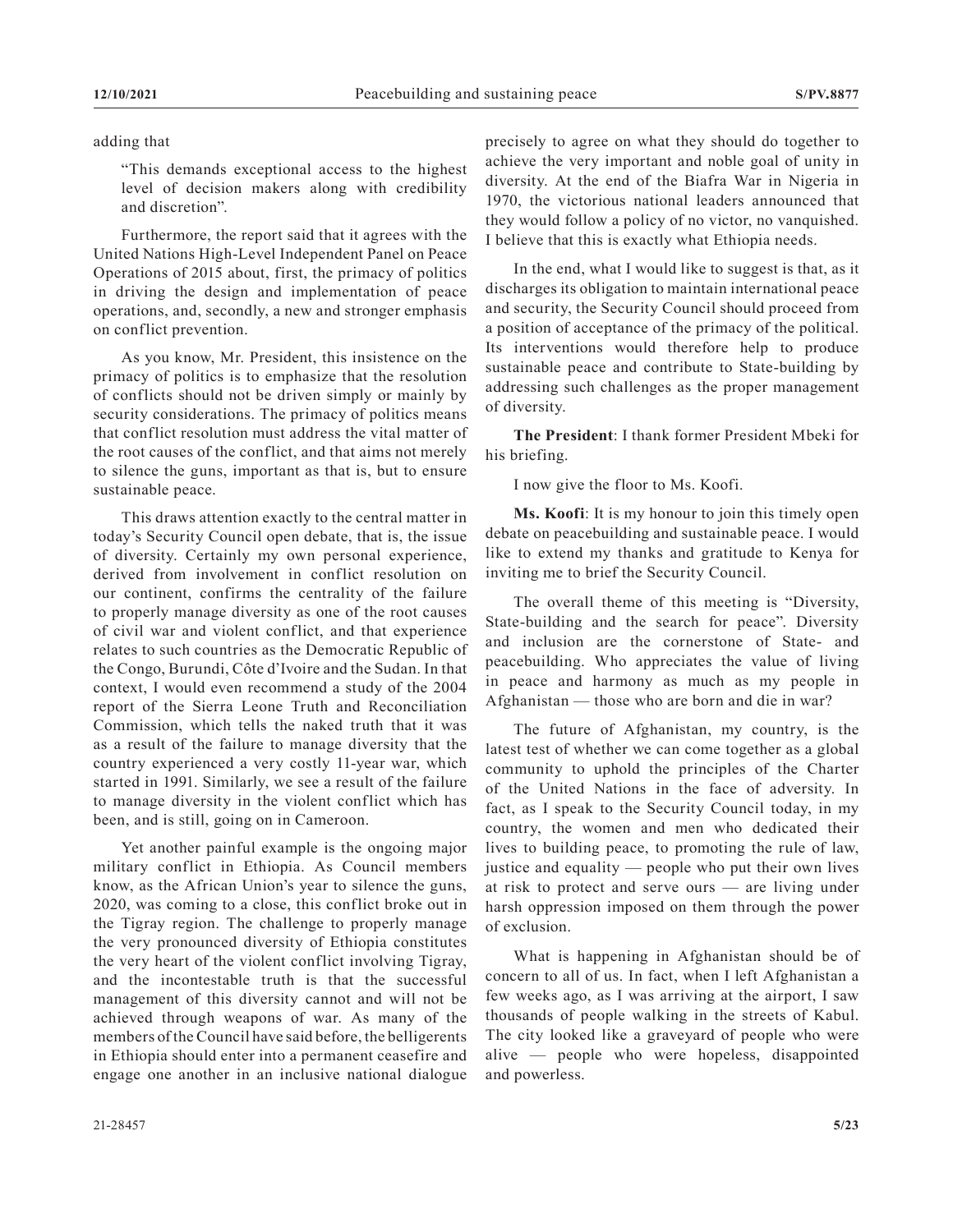adding that

> "This demands exceptional access to the highest level of decision makers along with credibility and discretion".

Furthermore, the report said that it agrees with the United Nations High-Level Independent Panel on Peace Operations of 2015 about, first, the primacy of politics in driving the design and implementation of peace operations, and, secondly, a new and stronger emphasis on conflict prevention.

As you know, Mr. President, this insistence on the primacy of politics is to emphasize that the resolution of conflicts should not be driven simply or mainly by security considerations. The primacy of politics means that conflict resolution must address the vital matter of the root causes of the conflict, and that aims not merely to silence the guns, important as that is, but to ensure sustainable peace.

This draws attention exactly to the central matter in today's Security Council open debate, that is, the issue of diversity. Certainly my own personal experience, derived from involvement in conflict resolution on our continent, confirms the centrality of the failure to properly manage diversity as one of the root causes of civil war and violent conflict, and that experience relates to such countries as the Democratic Republic of the Congo, Burundi, Côte d'Ivoire and the Sudan. In that context, I would even recommend a study of the 2004 report of the Sierra Leone Truth and Reconciliation Commission, which tells the naked truth that it was as a result of the failure to manage diversity that the country experienced a very costly 11-year war, which started in 1991. Similarly, we see a result of the failure to manage diversity in the violent conflict which has been, and is still, going on in Cameroon.

Yet another painful example is the ongoing major military conflict in Ethiopia. As Council members know, as the African Union's year to silence the guns, 2020, was coming to a close, this conflict broke out in the Tigray region. The challenge to properly manage the very pronounced diversity of Ethiopia constitutes the very heart of the violent conflict involving Tigray, and the incontestable truth is that the successful management of this diversity cannot and will not be achieved through weapons of war. As many of the members of the Council have said before, the belligerents in Ethiopia should enter into a permanent ceasefire and engage one another in an inclusive national dialogue precisely to agree on what they should do together to achieve the very important and noble goal of unity in diversity. At the end of the Biafra War in Nigeria in 1970, the victorious national leaders announced that they would follow a policy of no victor, no vanquished. I believe that this is exactly what Ethiopia needs.

In the end, what I would like to suggest is that, as it discharges its obligation to maintain international peace and security, the Security Council should proceed from a position of acceptance of the primacy of the political. Its interventions would therefore help to produce sustainable peace and contribute to State-building by addressing such challenges as the proper management of diversity.

**The President**: I thank former President Mbeki for his briefing.

I now give the floor to Ms. Koofi.

**Ms. Koofi**: It is my honour to join this timely open debate on peacebuilding and sustainable peace. I would like to extend my thanks and gratitude to Kenya for inviting me to brief the Security Council.

The overall theme of this meeting is "Diversity, State-building and the search for peace". Diversity and inclusion are the cornerstone of State- and peacebuilding. Who appreciates the value of living in peace and harmony as much as my people in Afghanistan — those who are born and die in war?

The future of Afghanistan, my country, is the latest test of whether we can come together as a global community to uphold the principles of the Charter of the United Nations in the face of adversity. In fact, as I speak to the Security Council today, in my country, the women and men who dedicated their lives to building peace, to promoting the rule of law, justice and equality — people who put their own lives at risk to protect and serve ours — are living under harsh oppression imposed on them through the power of exclusion.

What is happening in Afghanistan should be of concern to all of us. In fact, when I left Afghanistan a few weeks ago, as I was arriving at the airport, I saw thousands of people walking in the streets of Kabul. The city looked like a graveyard of people who were alive — people who were hopeless, disappointed and powerless.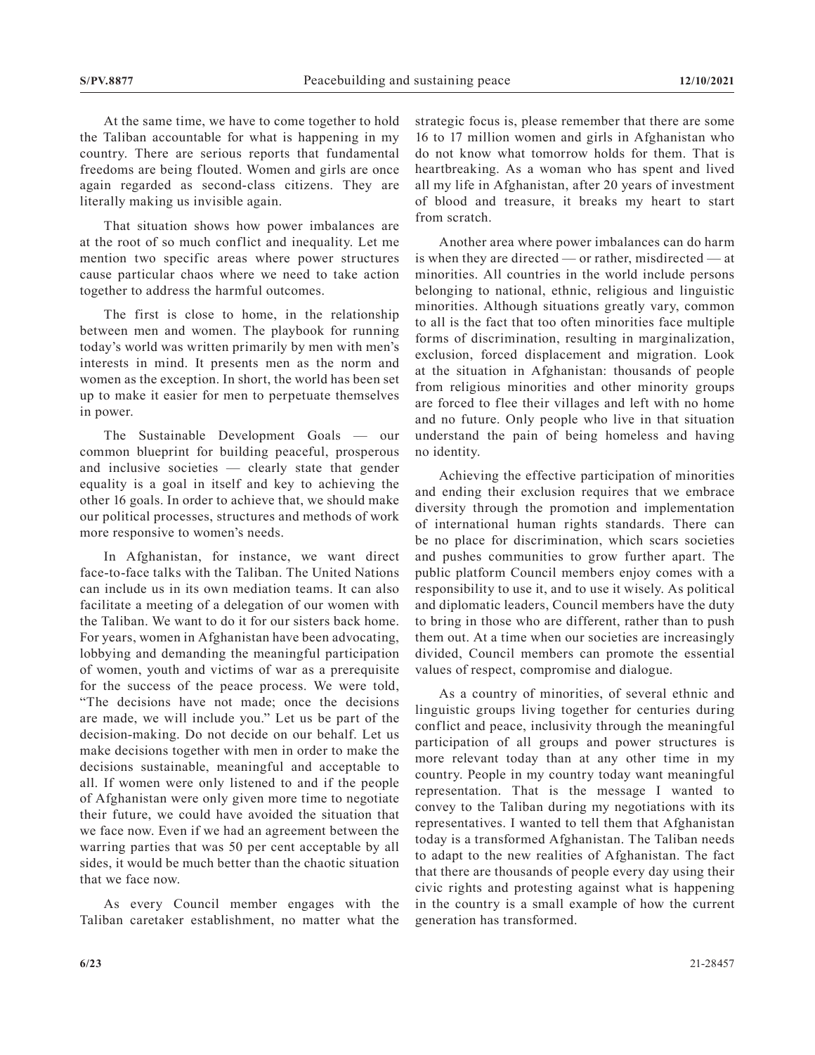At the same time, we have to come together to hold the Taliban accountable for what is happening in my country. There are serious reports that fundamental freedoms are being flouted. Women and girls are once again regarded as second-class citizens. They are literally making us invisible again.

That situation shows how power imbalances are at the root of so much conflict and inequality. Let me mention two specific areas where power structures cause particular chaos where we need to take action together to address the harmful outcomes.

The first is close to home, in the relationship between men and women. The playbook for running today's world was written primarily by men with men's interests in mind. It presents men as the norm and women as the exception. In short, the world has been set up to make it easier for men to perpetuate themselves in power.

The Sustainable Development Goals — our common blueprint for building peaceful, prosperous and inclusive societies — clearly state that gender equality is a goal in itself and key to achieving the other 16 goals. In order to achieve that, we should make our political processes, structures and methods of work more responsive to women's needs.

In Afghanistan, for instance, we want direct face-to-face talks with the Taliban. The United Nations can include us in its own mediation teams. It can also facilitate a meeting of a delegation of our women with the Taliban. We want to do it for our sisters back home. For years, women in Afghanistan have been advocating, lobbying and demanding the meaningful participation of women, youth and victims of war as a prerequisite for the success of the peace process. We were told, "The decisions have not made; once the decisions are made, we will include you." Let us be part of the decision-making. Do not decide on our behalf. Let us make decisions together with men in order to make the decisions sustainable, meaningful and acceptable to all. If women were only listened to and if the people of Afghanistan were only given more time to negotiate their future, we could have avoided the situation that we face now. Even if we had an agreement between the warring parties that was 50 per cent acceptable by all sides, it would be much better than the chaotic situation that we face now.

As every Council member engages with the Taliban caretaker establishment, no matter what the strategic focus is, please remember that there are some 16 to 17 million women and girls in Afghanistan who do not know what tomorrow holds for them. That is heartbreaking. As a woman who has spent and lived all my life in Afghanistan, after 20 years of investment of blood and treasure, it breaks my heart to start from scratch.

Another area where power imbalances can do harm is when they are directed — or rather, misdirected — at minorities. All countries in the world include persons belonging to national, ethnic, religious and linguistic minorities. Although situations greatly vary, common to all is the fact that too often minorities face multiple forms of discrimination, resulting in marginalization, exclusion, forced displacement and migration. Look at the situation in Afghanistan: thousands of people from religious minorities and other minority groups are forced to flee their villages and left with no home and no future. Only people who live in that situation understand the pain of being homeless and having no identity.

Achieving the effective participation of minorities and ending their exclusion requires that we embrace diversity through the promotion and implementation of international human rights standards. There can be no place for discrimination, which scars societies and pushes communities to grow further apart. The public platform Council members enjoy comes with a responsibility to use it, and to use it wisely. As political and diplomatic leaders, Council members have the duty to bring in those who are different, rather than to push them out. At a time when our societies are increasingly divided, Council members can promote the essential values of respect, compromise and dialogue.

As a country of minorities, of several ethnic and linguistic groups living together for centuries during conflict and peace, inclusivity through the meaningful participation of all groups and power structures is more relevant today than at any other time in my country. People in my country today want meaningful representation. That is the message I wanted to convey to the Taliban during my negotiations with its representatives. I wanted to tell them that Afghanistan today is a transformed Afghanistan. The Taliban needs to adapt to the new realities of Afghanistan. The fact that there are thousands of people every day using their civic rights and protesting against what is happening in the country is a small example of how the current generation has transformed.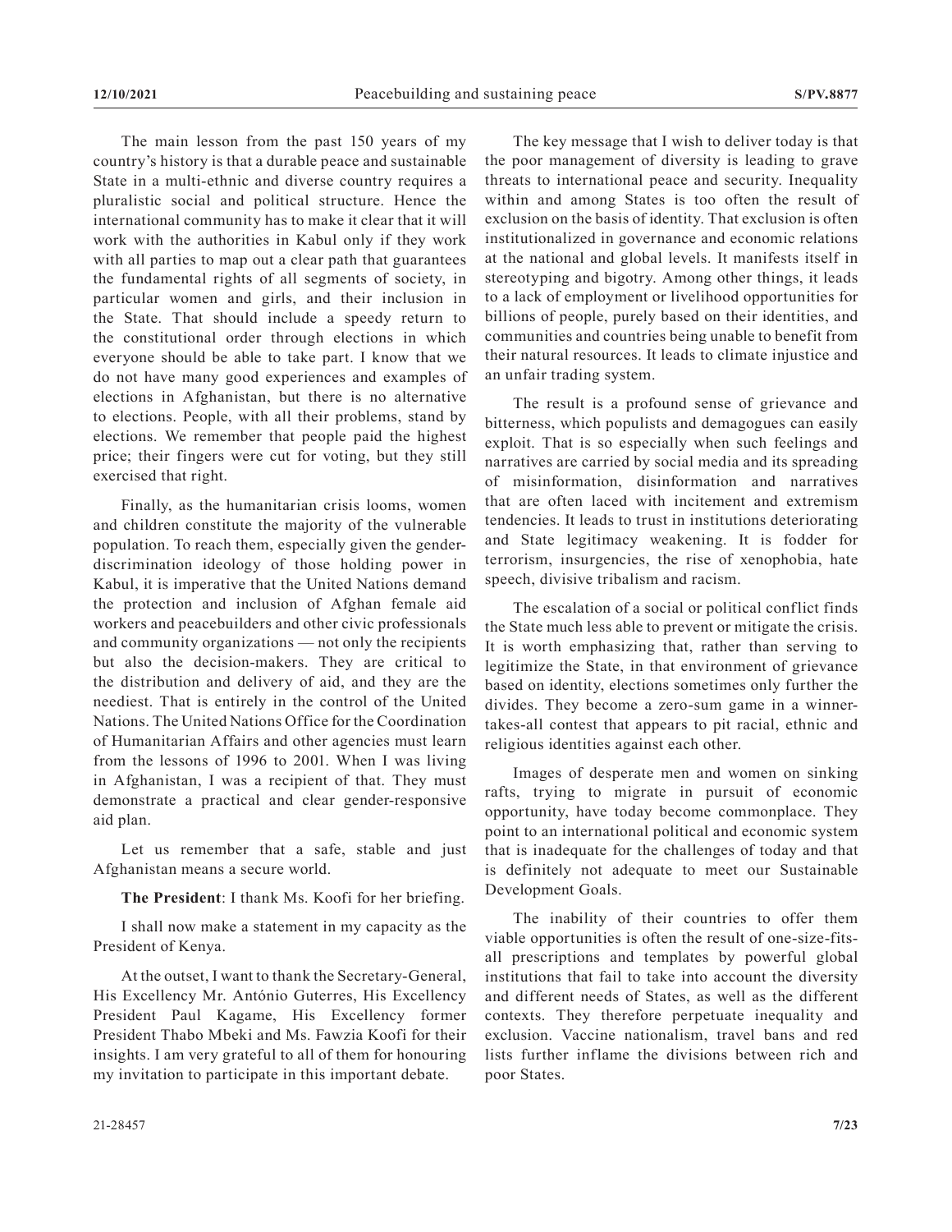The main lesson from the past 150 years of my country's history is that a durable peace and sustainable State in a multi-ethnic and diverse country requires a pluralistic social and political structure. Hence the international community has to make it clear that it will work with the authorities in Kabul only if they work with all parties to map out a clear path that guarantees the fundamental rights of all segments of society, in particular women and girls, and their inclusion in the State. That should include a speedy return to the constitutional order through elections in which everyone should be able to take part. I know that we do not have many good experiences and examples of elections in Afghanistan, but there is no alternative to elections. People, with all their problems, stand by elections. We remember that people paid the highest price; their fingers were cut for voting, but they still exercised that right.

Finally, as the humanitarian crisis looms, women and children constitute the majority of the vulnerable population. To reach them, especially given the gender-discrimination ideology of those holding power in Kabul, it is imperative that the United Nations demand the protection and inclusion of Afghan female aid workers and peacebuilders and other civic professionals and community organizations — not only the recipients but also the decision-makers. They are critical to the distribution and delivery of aid, and they are the neediest. That is entirely in the control of the United Nations. The United Nations Office for the Coordination of Humanitarian Affairs and other agencies must learn from the lessons of 1996 to 2001. When I was living in Afghanistan, I was a recipient of that. They must demonstrate a practical and clear gender-responsive aid plan.

Let us remember that a safe, stable and just Afghanistan means a secure world.

**The President**: I thank Ms. Koofi for her briefing.

I shall now make a statement in my capacity as the President of Kenya.

At the outset, I want to thank the Secretary-General, His Excellency Mr. António Guterres, His Excellency President Paul Kagame, His Excellency former President Thabo Mbeki and Ms. Fawzia Koofi for their insights. I am very grateful to all of them for honouring my invitation to participate in this important debate.

The key message that I wish to deliver today is that the poor management of diversity is leading to grave threats to international peace and security. Inequality within and among States is too often the result of exclusion on the basis of identity. That exclusion is often institutionalized in governance and economic relations at the national and global levels. It manifests itself in stereotyping and bigotry. Among other things, it leads to a lack of employment or livelihood opportunities for billions of people, purely based on their identities, and communities and countries being unable to benefit from their natural resources. It leads to climate injustice and an unfair trading system.

The result is a profound sense of grievance and bitterness, which populists and demagogues can easily exploit. That is so especially when such feelings and narratives are carried by social media and its spreading of misinformation, disinformation and narratives that are often laced with incitement and extremism tendencies. It leads to trust in institutions deteriorating and State legitimacy weakening. It is fodder for terrorism, insurgencies, the rise of xenophobia, hate speech, divisive tribalism and racism.

The escalation of a social or political conflict finds the State much less able to prevent or mitigate the crisis. It is worth emphasizing that, rather than serving to legitimize the State, in that environment of grievance based on identity, elections sometimes only further the divides. They become a zero-sum game in a winner-takes-all contest that appears to pit racial, ethnic and religious identities against each other.

Images of desperate men and women on sinking rafts, trying to migrate in pursuit of economic opportunity, have today become commonplace. They point to an international political and economic system that is inadequate for the challenges of today and that is definitely not adequate to meet our Sustainable Development Goals.

The inability of their countries to offer them viable opportunities is often the result of one-size-fits-all prescriptions and templates by powerful global institutions that fail to take into account the diversity and different needs of States, as well as the different contexts. They therefore perpetuate inequality and exclusion. Vaccine nationalism, travel bans and red lists further inflame the divisions between rich and poor States.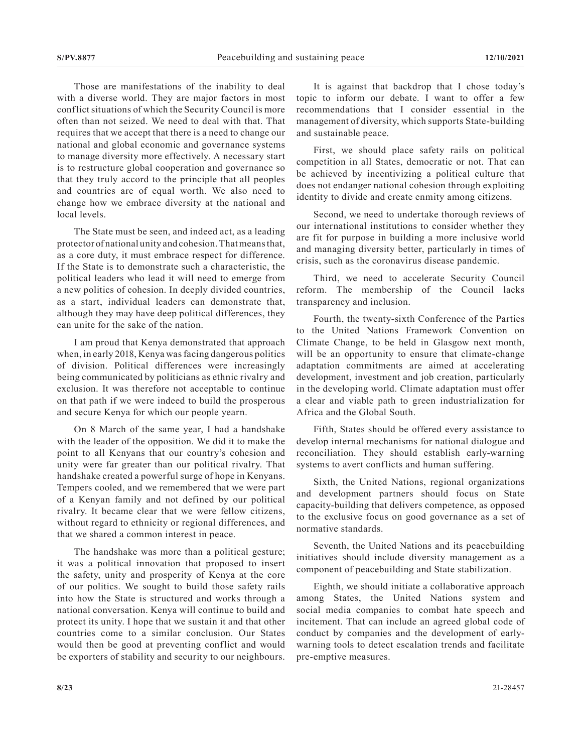Those are manifestations of the inability to deal with a diverse world. They are major factors in most conflict situations of which the Security Council is more often than not seized. We need to deal with that. That requires that we accept that there is a need to change our national and global economic and governance systems to manage diversity more effectively. A necessary start is to restructure global cooperation and governance so that they truly accord to the principle that all peoples and countries are of equal worth. We also need to change how we embrace diversity at the national and local levels.

The State must be seen, and indeed act, as a leading protector of national unity and cohesion. That means that, as a core duty, it must embrace respect for difference. If the State is to demonstrate such a characteristic, the political leaders who lead it will need to emerge from a new politics of cohesion. In deeply divided countries, as a start, individual leaders can demonstrate that, although they may have deep political differences, they can unite for the sake of the nation.

I am proud that Kenya demonstrated that approach when, in early 2018, Kenya was facing dangerous politics of division. Political differences were increasingly being communicated by politicians as ethnic rivalry and exclusion. It was therefore not acceptable to continue on that path if we were indeed to build the prosperous and secure Kenya for which our people yearn.

On 8 March of the same year, I had a handshake with the leader of the opposition. We did it to make the point to all Kenyans that our country's cohesion and unity were far greater than our political rivalry. That handshake created a powerful surge of hope in Kenyans. Tempers cooled, and we remembered that we were part of a Kenyan family and not defined by our political rivalry. It became clear that we were fellow citizens, without regard to ethnicity or regional differences, and that we shared a common interest in peace.

The handshake was more than a political gesture; it was a political innovation that proposed to insert the safety, unity and prosperity of Kenya at the core of our politics. We sought to build those safety rails into how the State is structured and works through a national conversation. Kenya will continue to build and protect its unity. I hope that we sustain it and that other countries come to a similar conclusion. Our States would then be good at preventing conflict and would be exporters of stability and security to our neighbours.

It is against that backdrop that I chose today's topic to inform our debate. I want to offer a few recommendations that I consider essential in the management of diversity, which supports State-building and sustainable peace.

First, we should place safety rails on political competition in all States, democratic or not. That can be achieved by incentivizing a political culture that does not endanger national cohesion through exploiting identity to divide and create enmity among citizens.

Second, we need to undertake thorough reviews of our international institutions to consider whether they are fit for purpose in building a more inclusive world and managing diversity better, particularly in times of crisis, such as the coronavirus disease pandemic.

Third, we need to accelerate Security Council reform. The membership of the Council lacks transparency and inclusion.

Fourth, the twenty-sixth Conference of the Parties to the United Nations Framework Convention on Climate Change, to be held in Glasgow next month, will be an opportunity to ensure that climate-change adaptation commitments are aimed at accelerating development, investment and job creation, particularly in the developing world. Climate adaptation must offer a clear and viable path to green industrialization for Africa and the Global South.

Fifth, States should be offered every assistance to develop internal mechanisms for national dialogue and reconciliation. They should establish early-warning systems to avert conflicts and human suffering.

Sixth, the United Nations, regional organizations and development partners should focus on State capacity-building that delivers competence, as opposed to the exclusive focus on good governance as a set of normative standards.

Seventh, the United Nations and its peacebuilding initiatives should include diversity management as a component of peacebuilding and State stabilization.

Eighth, we should initiate a collaborative approach among States, the United Nations system and social media companies to combat hate speech and incitement. That can include an agreed global code of conduct by companies and the development of early-warning tools to detect escalation trends and facilitate pre-emptive measures.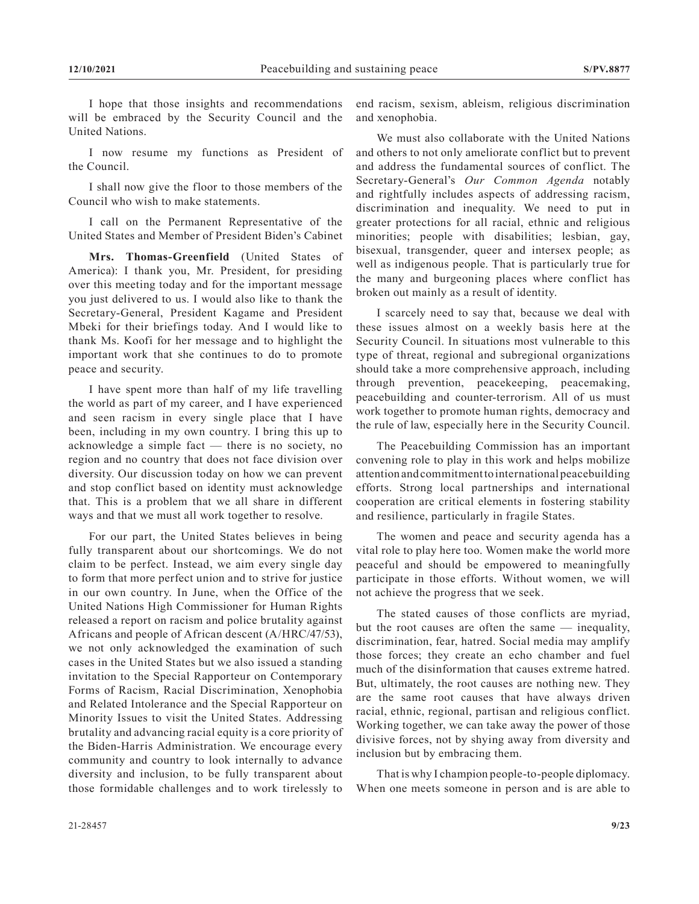I hope that those insights and recommendations will be embraced by the Security Council and the United Nations.

I now resume my functions as President of the Council.

I shall now give the floor to those members of the Council who wish to make statements.

I call on the Permanent Representative of the United States and Member of President Biden's Cabinet

**Mrs. Thomas-Greenfield** (United States of America): I thank you, Mr. President, for presiding over this meeting today and for the important message you just delivered to us. I would also like to thank the Secretary-General, President Kagame and President Mbeki for their briefings today. And I would like to thank Ms. Koofi for her message and to highlight the important work that she continues to do to promote peace and security.

I have spent more than half of my life travelling the world as part of my career, and I have experienced and seen racism in every single place that I have been, including in my own country. I bring this up to acknowledge a simple fact — there is no society, no region and no country that does not face division over diversity. Our discussion today on how we can prevent and stop conflict based on identity must acknowledge that. This is a problem that we all share in different ways and that we must all work together to resolve.

For our part, the United States believes in being fully transparent about our shortcomings. We do not claim to be perfect. Instead, we aim every single day to form that more perfect union and to strive for justice in our own country. In June, when the Office of the United Nations High Commissioner for Human Rights released a report on racism and police brutality against Africans and people of African descent (A/HRC/47/53), we not only acknowledged the examination of such cases in the United States but we also issued a standing invitation to the Special Rapporteur on Contemporary Forms of Racism, Racial Discrimination, Xenophobia and Related Intolerance and the Special Rapporteur on Minority Issues to visit the United States. Addressing brutality and advancing racial equity is a core priority of the Biden-Harris Administration. We encourage every community and country to look internally to advance diversity and inclusion, to be fully transparent about those formidable challenges and to work tirelessly to end racism, sexism, ableism, religious discrimination and xenophobia.

We must also collaborate with the United Nations and others to not only ameliorate conflict but to prevent and address the fundamental sources of conflict. The Secretary-General's *Our Common Agenda* notably and rightfully includes aspects of addressing racism, discrimination and inequality. We need to put in greater protections for all racial, ethnic and religious minorities; people with disabilities; lesbian, gay, bisexual, transgender, queer and intersex people; as well as indigenous people. That is particularly true for the many and burgeoning places where conflict has broken out mainly as a result of identity.

I scarcely need to say that, because we deal with these issues almost on a weekly basis here at the Security Council. In situations most vulnerable to this type of threat, regional and subregional organizations should take a more comprehensive approach, including through prevention, peacekeeping, peacemaking, peacebuilding and counter-terrorism. All of us must work together to promote human rights, democracy and the rule of law, especially here in the Security Council.

The Peacebuilding Commission has an important convening role to play in this work and helps mobilize attention and commitment to international peacebuilding efforts. Strong local partnerships and international cooperation are critical elements in fostering stability and resilience, particularly in fragile States.

The women and peace and security agenda has a vital role to play here too. Women make the world more peaceful and should be empowered to meaningfully participate in those efforts. Without women, we will not achieve the progress that we seek.

The stated causes of those conflicts are myriad, but the root causes are often the same — inequality, discrimination, fear, hatred. Social media may amplify those forces; they create an echo chamber and fuel much of the disinformation that causes extreme hatred. But, ultimately, the root causes are nothing new. They are the same root causes that have always driven racial, ethnic, regional, partisan and religious conflict. Working together, we can take away the power of those divisive forces, not by shying away from diversity and inclusion but by embracing them.

That is why I champion people-to-people diplomacy. When one meets someone in person and is are able to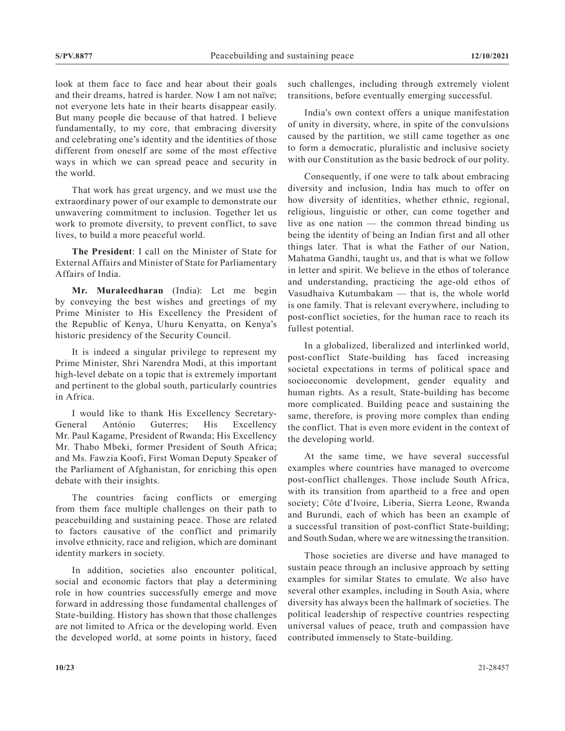look at them face to face and hear about their goals and their dreams, hatred is harder. Now I am not naïve; not everyone lets hate in their hearts disappear easily. But many people die because of that hatred. I believe fundamentally, to my core, that embracing diversity and celebrating one's identity and the identities of those different from oneself are some of the most effective ways in which we can spread peace and security in the world.

That work has great urgency, and we must use the extraordinary power of our example to demonstrate our unwavering commitment to inclusion. Together let us work to promote diversity, to prevent conflict, to save lives, to build a more peaceful world.

**The President**: I call on the Minister of State for External Affairs and Minister of State for Parliamentary Affairs of India.

**Mr. Muraleedharan** (India): Let me begin by conveying the best wishes and greetings of my Prime Minister to His Excellency the President of the Republic of Kenya, Uhuru Kenyatta, on Kenya's historic presidency of the Security Council.

It is indeed a singular privilege to represent my Prime Minister, Shri Narendra Modi, at this important high-level debate on a topic that is extremely important and pertinent to the global south, particularly countries in Africa.

I would like to thank His Excellency Secretary-General António Guterres; His Excellency Mr. Paul Kagame, President of Rwanda; His Excellency Mr. Thabo Mbeki, former President of South Africa; and Ms. Fawzia Koofi, First Woman Deputy Speaker of the Parliament of Afghanistan, for enriching this open debate with their insights.

The countries facing conflicts or emerging from them face multiple challenges on their path to peacebuilding and sustaining peace. Those are related to factors causative of the conflict and primarily involve ethnicity, race and religion, which are dominant identity markers in society.

In addition, societies also encounter political, social and economic factors that play a determining role in how countries successfully emerge and move forward in addressing those fundamental challenges of State-building. History has shown that those challenges are not limited to Africa or the developing world. Even the developed world, at some points in history, faced such challenges, including through extremely violent transitions, before eventually emerging successful.

India's own context offers a unique manifestation of unity in diversity, where, in spite of the convulsions caused by the partition, we still came together as one to form a democratic, pluralistic and inclusive society with our Constitution as the basic bedrock of our polity.

Consequently, if one were to talk about embracing diversity and inclusion, India has much to offer on how diversity of identities, whether ethnic, regional, religious, linguistic or other, can come together and live as one nation — the common thread binding us being the identity of being an Indian first and all other things later. That is what the Father of our Nation, Mahatma Gandhi, taught us, and that is what we follow in letter and spirit. We believe in the ethos of tolerance and understanding, practicing the age-old ethos of Vasudhaiva Kutumbakam — that is, the whole world is one family. That is relevant everywhere, including to post-conflict societies, for the human race to reach its fullest potential.

In a globalized, liberalized and interlinked world, post-conflict State-building has faced increasing societal expectations in terms of political space and socioeconomic development, gender equality and human rights. As a result, State-building has become more complicated. Building peace and sustaining the same, therefore, is proving more complex than ending the conflict. That is even more evident in the context of the developing world.

At the same time, we have several successful examples where countries have managed to overcome post-conflict challenges. Those include South Africa, with its transition from apartheid to a free and open society; Côte d'Ivoire, Liberia, Sierra Leone, Rwanda and Burundi, each of which has been an example of a successful transition of post-conflict State-building; and South Sudan, where we are witnessing the transition.

Those societies are diverse and have managed to sustain peace through an inclusive approach by setting examples for similar States to emulate. We also have several other examples, including in South Asia, where diversity has always been the hallmark of societies. The political leadership of respective countries respecting universal values of peace, truth and compassion have contributed immensely to State-building.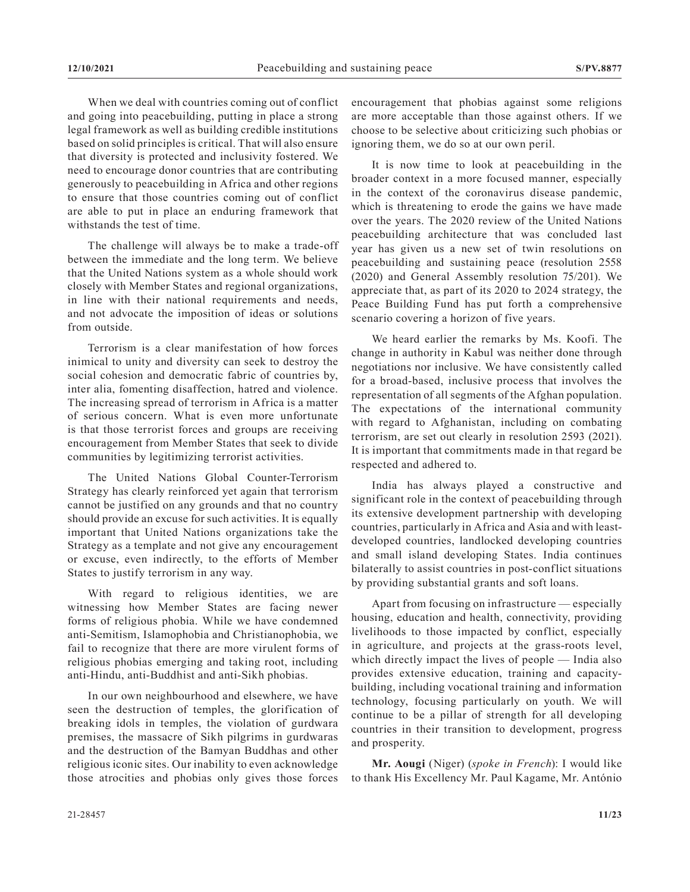When we deal with countries coming out of conflict and going into peacebuilding, putting in place a strong legal framework as well as building credible institutions based on solid principles is critical. That will also ensure that diversity is protected and inclusivity fostered. We need to encourage donor countries that are contributing generously to peacebuilding in Africa and other regions to ensure that those countries coming out of conflict are able to put in place an enduring framework that withstands the test of time.

The challenge will always be to make a trade-off between the immediate and the long term. We believe that the United Nations system as a whole should work closely with Member States and regional organizations, in line with their national requirements and needs, and not advocate the imposition of ideas or solutions from outside.

Terrorism is a clear manifestation of how forces inimical to unity and diversity can seek to destroy the social cohesion and democratic fabric of countries by, inter alia, fomenting disaffection, hatred and violence. The increasing spread of terrorism in Africa is a matter of serious concern. What is even more unfortunate is that those terrorist forces and groups are receiving encouragement from Member States that seek to divide communities by legitimizing terrorist activities.

The United Nations Global Counter-Terrorism Strategy has clearly reinforced yet again that terrorism cannot be justified on any grounds and that no country should provide an excuse for such activities. It is equally important that United Nations organizations take the Strategy as a template and not give any encouragement or excuse, even indirectly, to the efforts of Member States to justify terrorism in any way.

With regard to religious identities, we are witnessing how Member States are facing newer forms of religious phobia. While we have condemned anti-Semitism, Islamophobia and Christianophobia, we fail to recognize that there are more virulent forms of religious phobias emerging and taking root, including anti-Hindu, anti-Buddhist and anti-Sikh phobias.

In our own neighbourhood and elsewhere, we have seen the destruction of temples, the glorification of breaking idols in temples, the violation of gurdwara premises, the massacre of Sikh pilgrims in gurdwaras and the destruction of the Bamyan Buddhas and other religious iconic sites. Our inability to even acknowledge those atrocities and phobias only gives those forces encouragement that phobias against some religions are more acceptable than those against others. If we choose to be selective about criticizing such phobias or ignoring them, we do so at our own peril.

It is now time to look at peacebuilding in the broader context in a more focused manner, especially in the context of the coronavirus disease pandemic, which is threatening to erode the gains we have made over the years. The 2020 review of the United Nations peacebuilding architecture that was concluded last year has given us a new set of twin resolutions on peacebuilding and sustaining peace (resolution 2558 (2020) and General Assembly resolution 75/201). We appreciate that, as part of its 2020 to 2024 strategy, the Peace Building Fund has put forth a comprehensive scenario covering a horizon of five years.

We heard earlier the remarks by Ms. Koofi. The change in authority in Kabul was neither done through negotiations nor inclusive. We have consistently called for a broad-based, inclusive process that involves the representation of all segments of the Afghan population. The expectations of the international community with regard to Afghanistan, including on combating terrorism, are set out clearly in resolution 2593 (2021). It is important that commitments made in that regard be respected and adhered to.

India has always played a constructive and significant role in the context of peacebuilding through its extensive development partnership with developing countries, particularly in Africa and Asia and with least-developed countries, landlocked developing countries and small island developing States. India continues bilaterally to assist countries in post-conflict situations by providing substantial grants and soft loans.

Apart from focusing on infrastructure — especially housing, education and health, connectivity, providing livelihoods to those impacted by conflict, especially in agriculture, and projects at the grass-roots level, which directly impact the lives of people — India also provides extensive education, training and capacity-building, including vocational training and information technology, focusing particularly on youth. We will continue to be a pillar of strength for all developing countries in their transition to development, progress and prosperity.

**Mr. Aougi** (Niger) (*spoke in French*): I would like to thank His Excellency Mr. Paul Kagame, Mr. António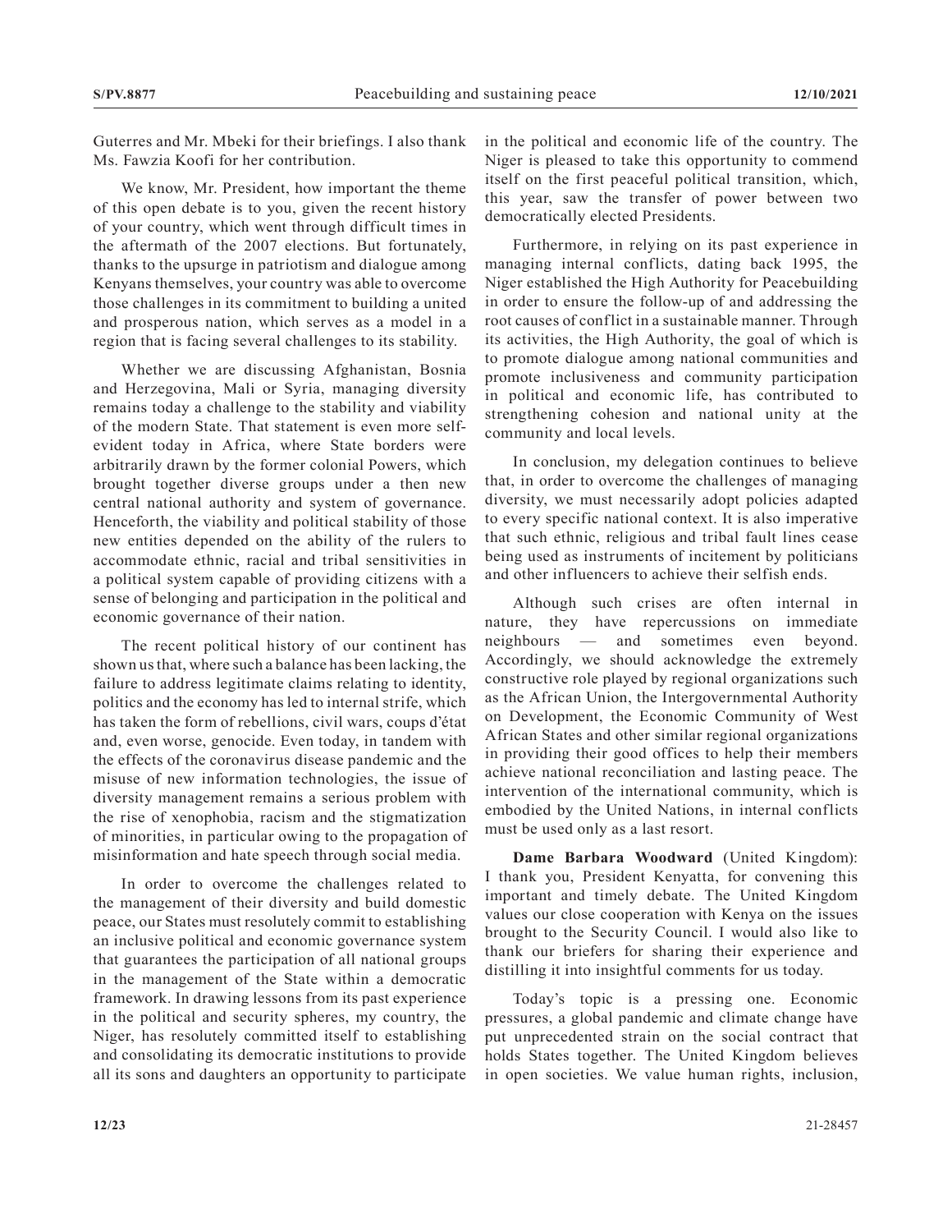Guterres and Mr. Mbeki for their briefings. I also thank Ms. Fawzia Koofi for her contribution.

We know, Mr. President, how important the theme of this open debate is to you, given the recent history of your country, which went through difficult times in the aftermath of the 2007 elections. But fortunately, thanks to the upsurge in patriotism and dialogue among Kenyans themselves, your country was able to overcome those challenges in its commitment to building a united and prosperous nation, which serves as a model in a region that is facing several challenges to its stability.

Whether we are discussing Afghanistan, Bosnia and Herzegovina, Mali or Syria, managing diversity remains today a challenge to the stability and viability of the modern State. That statement is even more self-evident today in Africa, where State borders were arbitrarily drawn by the former colonial Powers, which brought together diverse groups under a then new central national authority and system of governance. Henceforth, the viability and political stability of those new entities depended on the ability of the rulers to accommodate ethnic, racial and tribal sensitivities in a political system capable of providing citizens with a sense of belonging and participation in the political and economic governance of their nation.

The recent political history of our continent has shown us that, where such a balance has been lacking, the failure to address legitimate claims relating to identity, politics and the economy has led to internal strife, which has taken the form of rebellions, civil wars, coups d'état and, even worse, genocide. Even today, in tandem with the effects of the coronavirus disease pandemic and the misuse of new information technologies, the issue of diversity management remains a serious problem with the rise of xenophobia, racism and the stigmatization of minorities, in particular owing to the propagation of misinformation and hate speech through social media.

In order to overcome the challenges related to the management of their diversity and build domestic peace, our States must resolutely commit to establishing an inclusive political and economic governance system that guarantees the participation of all national groups in the management of the State within a democratic framework. In drawing lessons from its past experience in the political and security spheres, my country, the Niger, has resolutely committed itself to establishing and consolidating its democratic institutions to provide all its sons and daughters an opportunity to participate in the political and economic life of the country. The Niger is pleased to take this opportunity to commend itself on the first peaceful political transition, which, this year, saw the transfer of power between two democratically elected Presidents.

Furthermore, in relying on its past experience in managing internal conflicts, dating back 1995, the Niger established the High Authority for Peacebuilding in order to ensure the follow-up of and addressing the root causes of conflict in a sustainable manner. Through its activities, the High Authority, the goal of which is to promote dialogue among national communities and promote inclusiveness and community participation in political and economic life, has contributed to strengthening cohesion and national unity at the community and local levels.

In conclusion, my delegation continues to believe that, in order to overcome the challenges of managing diversity, we must necessarily adopt policies adapted to every specific national context. It is also imperative that such ethnic, religious and tribal fault lines cease being used as instruments of incitement by politicians and other influencers to achieve their selfish ends.

Although such crises are often internal in nature, they have repercussions on immediate neighbours — and sometimes even beyond. Accordingly, we should acknowledge the extremely constructive role played by regional organizations such as the African Union, the Intergovernmental Authority on Development, the Economic Community of West African States and other similar regional organizations in providing their good offices to help their members achieve national reconciliation and lasting peace. The intervention of the international community, which is embodied by the United Nations, in internal conflicts must be used only as a last resort.

**Dame Barbara Woodward** (United Kingdom): I thank you, President Kenyatta, for convening this important and timely debate. The United Kingdom values our close cooperation with Kenya on the issues brought to the Security Council. I would also like to thank our briefers for sharing their experience and distilling it into insightful comments for us today.

Today's topic is a pressing one. Economic pressures, a global pandemic and climate change have put unprecedented strain on the social contract that holds States together. The United Kingdom believes in open societies. We value human rights, inclusion,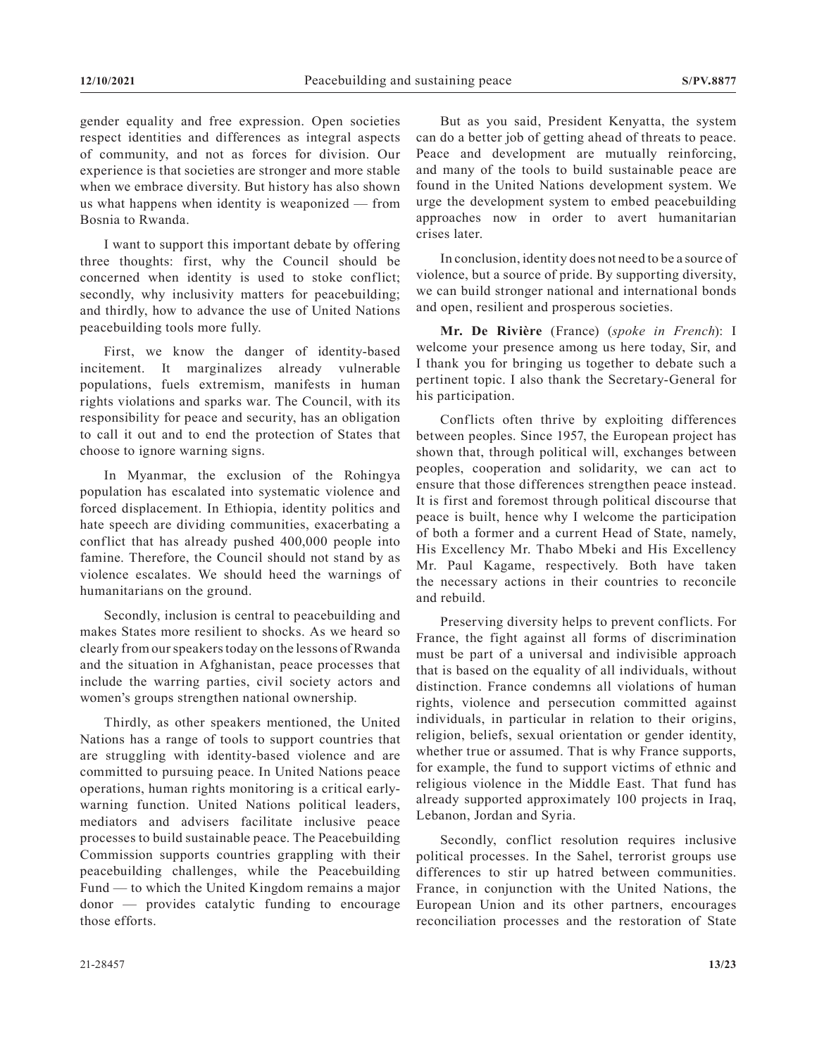gender equality and free expression. Open societies respect identities and differences as integral aspects of community, and not as forces for division. Our experience is that societies are stronger and more stable when we embrace diversity. But history has also shown us what happens when identity is weaponized — from Bosnia to Rwanda.

I want to support this important debate by offering three thoughts: first, why the Council should be concerned when identity is used to stoke conflict; secondly, why inclusivity matters for peacebuilding; and thirdly, how to advance the use of United Nations peacebuilding tools more fully.

First, we know the danger of identity-based incitement. It marginalizes already vulnerable populations, fuels extremism, manifests in human rights violations and sparks war. The Council, with its responsibility for peace and security, has an obligation to call it out and to end the protection of States that choose to ignore warning signs.

In Myanmar, the exclusion of the Rohingya population has escalated into systematic violence and forced displacement. In Ethiopia, identity politics and hate speech are dividing communities, exacerbating a conflict that has already pushed 400,000 people into famine. Therefore, the Council should not stand by as violence escalates. We should heed the warnings of humanitarians on the ground.

Secondly, inclusion is central to peacebuilding and makes States more resilient to shocks. As we heard so clearly from our speakers today on the lessons of Rwanda and the situation in Afghanistan, peace processes that include the warring parties, civil society actors and women's groups strengthen national ownership.

Thirdly, as other speakers mentioned, the United Nations has a range of tools to support countries that are struggling with identity-based violence and are committed to pursuing peace. In United Nations peace operations, human rights monitoring is a critical early-warning function. United Nations political leaders, mediators and advisers facilitate inclusive peace processes to build sustainable peace. The Peacebuilding Commission supports countries grappling with their peacebuilding challenges, while the Peacebuilding Fund — to which the United Kingdom remains a major donor — provides catalytic funding to encourage those efforts.

But as you said, President Kenyatta, the system can do a better job of getting ahead of threats to peace. Peace and development are mutually reinforcing, and many of the tools to build sustainable peace are found in the United Nations development system. We urge the development system to embed peacebuilding approaches now in order to avert humanitarian crises later.

In conclusion, identity does not need to be a source of violence, but a source of pride. By supporting diversity, we can build stronger national and international bonds and open, resilient and prosperous societies.

**Mr. De Rivière** (France) (*spoke in French*): I welcome your presence among us here today, Sir, and I thank you for bringing us together to debate such a pertinent topic. I also thank the Secretary-General for his participation.

Conflicts often thrive by exploiting differences between peoples. Since 1957, the European project has shown that, through political will, exchanges between peoples, cooperation and solidarity, we can act to ensure that those differences strengthen peace instead. It is first and foremost through political discourse that peace is built, hence why I welcome the participation of both a former and a current Head of State, namely, His Excellency Mr. Thabo Mbeki and His Excellency Mr. Paul Kagame, respectively. Both have taken the necessary actions in their countries to reconcile and rebuild.

Preserving diversity helps to prevent conflicts. For France, the fight against all forms of discrimination must be part of a universal and indivisible approach that is based on the equality of all individuals, without distinction. France condemns all violations of human rights, violence and persecution committed against individuals, in particular in relation to their origins, religion, beliefs, sexual orientation or gender identity, whether true or assumed. That is why France supports, for example, the fund to support victims of ethnic and religious violence in the Middle East. That fund has already supported approximately 100 projects in Iraq, Lebanon, Jordan and Syria.

Secondly, conflict resolution requires inclusive political processes. In the Sahel, terrorist groups use differences to stir up hatred between communities. France, in conjunction with the United Nations, the European Union and its other partners, encourages reconciliation processes and the restoration of State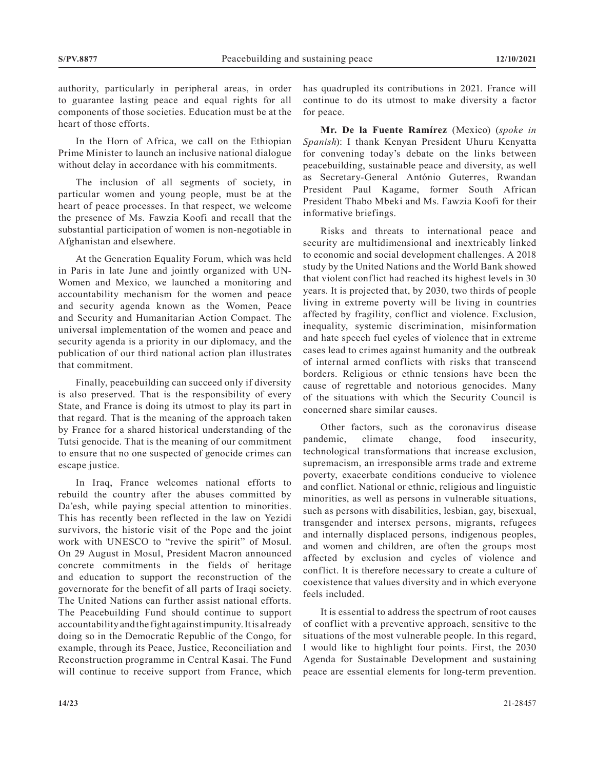authority, particularly in peripheral areas, in order to guarantee lasting peace and equal rights for all components of those societies. Education must be at the heart of those efforts.

In the Horn of Africa, we call on the Ethiopian Prime Minister to launch an inclusive national dialogue without delay in accordance with his commitments.

The inclusion of all segments of society, in particular women and young people, must be at the heart of peace processes. In that respect, we welcome the presence of Ms. Fawzia Koofi and recall that the substantial participation of women is non-negotiable in Afghanistan and elsewhere.

At the Generation Equality Forum, which was held in Paris in late June and jointly organized with UN-Women and Mexico, we launched a monitoring and accountability mechanism for the women and peace and security agenda known as the Women, Peace and Security and Humanitarian Action Compact. The universal implementation of the women and peace and security agenda is a priority in our diplomacy, and the publication of our third national action plan illustrates that commitment.

Finally, peacebuilding can succeed only if diversity is also preserved. That is the responsibility of every State, and France is doing its utmost to play its part in that regard. That is the meaning of the approach taken by France for a shared historical understanding of the Tutsi genocide. That is the meaning of our commitment to ensure that no one suspected of genocide crimes can escape justice.

In Iraq, France welcomes national efforts to rebuild the country after the abuses committed by Da'esh, while paying special attention to minorities. This has recently been reflected in the law on Yezidi survivors, the historic visit of the Pope and the joint work with UNESCO to "revive the spirit" of Mosul. On 29 August in Mosul, President Macron announced concrete commitments in the fields of heritage and education to support the reconstruction of the governorate for the benefit of all parts of Iraqi society. The United Nations can further assist national efforts. The Peacebuilding Fund should continue to support accountability and the fight against impunity. It is already doing so in the Democratic Republic of the Congo, for example, through its Peace, Justice, Reconciliation and Reconstruction programme in Central Kasai. The Fund will continue to receive support from France, which has quadrupled its contributions in 2021. France will continue to do its utmost to make diversity a factor for peace.

**Mr. De la Fuente Ramírez** (Mexico) (*spoke in Spanish*): I thank Kenyan President Uhuru Kenyatta for convening today's debate on the links between peacebuilding, sustainable peace and diversity, as well as Secretary-General António Guterres, Rwandan President Paul Kagame, former South African President Thabo Mbeki and Ms. Fawzia Koofi for their informative briefings.

Risks and threats to international peace and security are multidimensional and inextricably linked to economic and social development challenges. A 2018 study by the United Nations and the World Bank showed that violent conflict had reached its highest levels in 30 years. It is projected that, by 2030, two thirds of people living in extreme poverty will be living in countries affected by fragility, conflict and violence. Exclusion, inequality, systemic discrimination, misinformation and hate speech fuel cycles of violence that in extreme cases lead to crimes against humanity and the outbreak of internal armed conflicts with risks that transcend borders. Religious or ethnic tensions have been the cause of regrettable and notorious genocides. Many of the situations with which the Security Council is concerned share similar causes.

Other factors, such as the coronavirus disease pandemic, climate change, food insecurity, technological transformations that increase exclusion, supremacism, an irresponsible arms trade and extreme poverty, exacerbate conditions conducive to violence and conflict. National or ethnic, religious and linguistic minorities, as well as persons in vulnerable situations, such as persons with disabilities, lesbian, gay, bisexual, transgender and intersex persons, migrants, refugees and internally displaced persons, indigenous peoples, and women and children, are often the groups most affected by exclusion and cycles of violence and conflict. It is therefore necessary to create a culture of coexistence that values diversity and in which everyone feels included.

It is essential to address the spectrum of root causes of conflict with a preventive approach, sensitive to the situations of the most vulnerable people. In this regard, I would like to highlight four points. First, the 2030 Agenda for Sustainable Development and sustaining peace are essential elements for long-term prevention.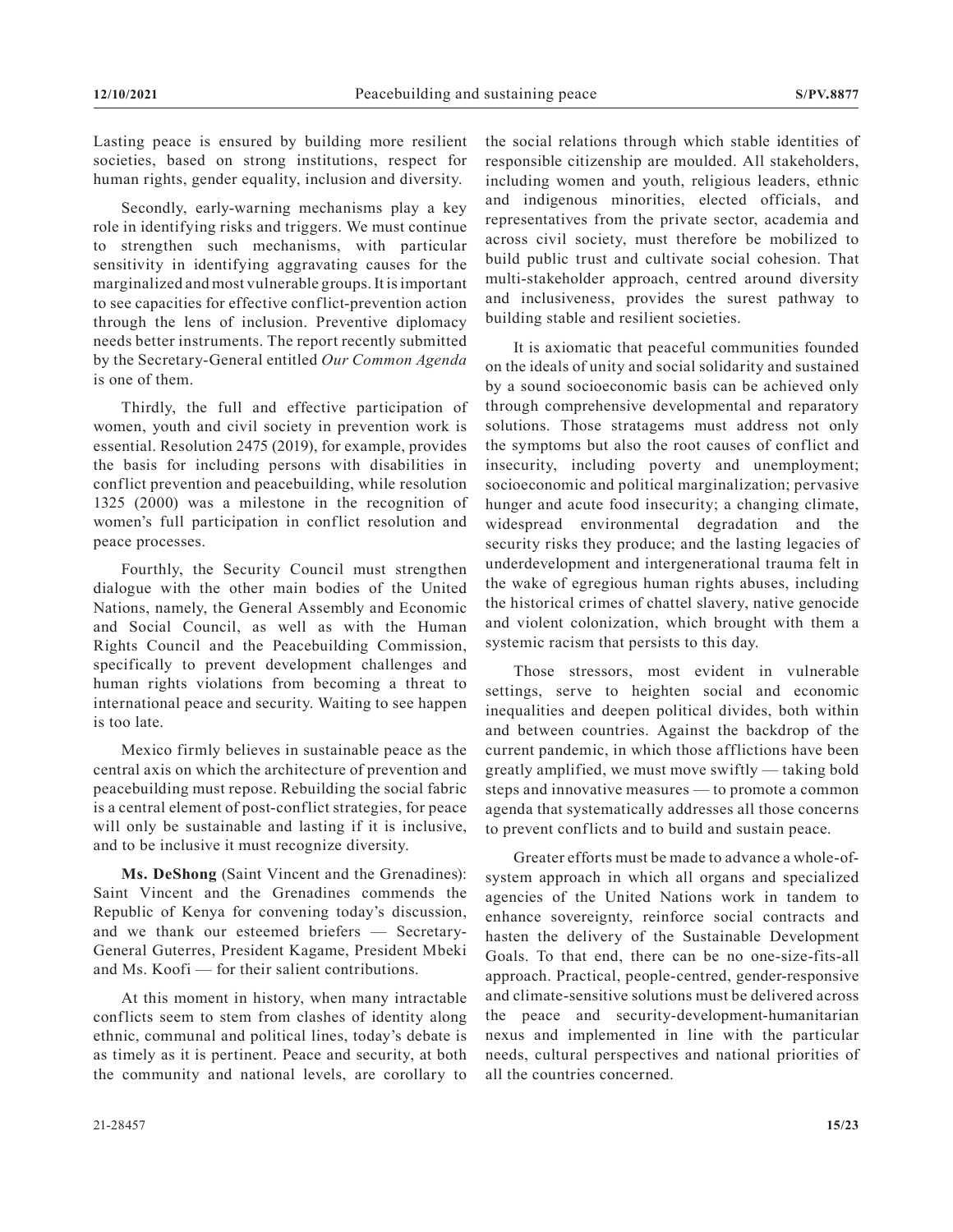Lasting peace is ensured by building more resilient societies, based on strong institutions, respect for human rights, gender equality, inclusion and diversity.

Secondly, early-warning mechanisms play a key role in identifying risks and triggers. We must continue to strengthen such mechanisms, with particular sensitivity in identifying aggravating causes for the marginalized and most vulnerable groups. It is important to see capacities for effective conflict-prevention action through the lens of inclusion. Preventive diplomacy needs better instruments. The report recently submitted by the Secretary-General entitled *Our Common Agenda* is one of them.

Thirdly, the full and effective participation of women, youth and civil society in prevention work is essential. Resolution 2475 (2019), for example, provides the basis for including persons with disabilities in conflict prevention and peacebuilding, while resolution 1325 (2000) was a milestone in the recognition of women's full participation in conflict resolution and peace processes.

Fourthly, the Security Council must strengthen dialogue with the other main bodies of the United Nations, namely, the General Assembly and Economic and Social Council, as well as with the Human Rights Council and the Peacebuilding Commission, specifically to prevent development challenges and human rights violations from becoming a threat to international peace and security. Waiting to see happen is too late.

Mexico firmly believes in sustainable peace as the central axis on which the architecture of prevention and peacebuilding must repose. Rebuilding the social fabric is a central element of post-conflict strategies, for peace will only be sustainable and lasting if it is inclusive, and to be inclusive it must recognize diversity.

**Ms. DeShong** (Saint Vincent and the Grenadines): Saint Vincent and the Grenadines commends the Republic of Kenya for convening today's discussion, and we thank our esteemed briefers — Secretary-General Guterres, President Kagame, President Mbeki and Ms. Koofi — for their salient contributions.

At this moment in history, when many intractable conflicts seem to stem from clashes of identity along ethnic, communal and political lines, today's debate is as timely as it is pertinent. Peace and security, at both the community and national levels, are corollary to the social relations through which stable identities of responsible citizenship are moulded. All stakeholders, including women and youth, religious leaders, ethnic and indigenous minorities, elected officials, and representatives from the private sector, academia and across civil society, must therefore be mobilized to build public trust and cultivate social cohesion. That multi-stakeholder approach, centred around diversity and inclusiveness, provides the surest pathway to building stable and resilient societies.

It is axiomatic that peaceful communities founded on the ideals of unity and social solidarity and sustained by a sound socioeconomic basis can be achieved only through comprehensive developmental and reparatory solutions. Those stratagems must address not only the symptoms but also the root causes of conflict and insecurity, including poverty and unemployment; socioeconomic and political marginalization; pervasive hunger and acute food insecurity; a changing climate, widespread environmental degradation and the security risks they produce; and the lasting legacies of underdevelopment and intergenerational trauma felt in the wake of egregious human rights abuses, including the historical crimes of chattel slavery, native genocide and violent colonization, which brought with them a systemic racism that persists to this day.

Those stressors, most evident in vulnerable settings, serve to heighten social and economic inequalities and deepen political divides, both within and between countries. Against the backdrop of the current pandemic, in which those afflictions have been greatly amplified, we must move swiftly — taking bold steps and innovative measures — to promote a common agenda that systematically addresses all those concerns to prevent conflicts and to build and sustain peace.

Greater efforts must be made to advance a whole-of-system approach in which all organs and specialized agencies of the United Nations work in tandem to enhance sovereignty, reinforce social contracts and hasten the delivery of the Sustainable Development Goals. To that end, there can be no one-size-fits-all approach. Practical, people-centred, gender-responsive and climate-sensitive solutions must be delivered across the peace and security-development-humanitarian nexus and implemented in line with the particular needs, cultural perspectives and national priorities of all the countries concerned.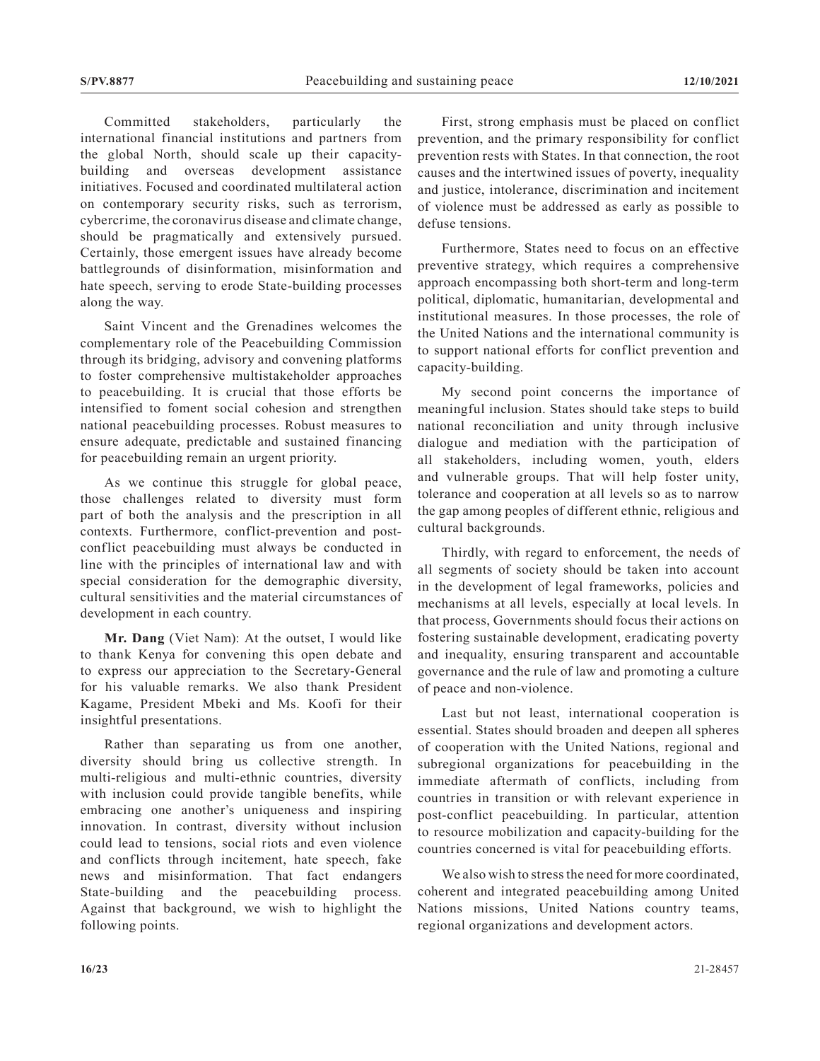Committed stakeholders, particularly the international financial institutions and partners from the global North, should scale up their capacity-building and overseas development assistance initiatives. Focused and coordinated multilateral action on contemporary security risks, such as terrorism, cybercrime, the coronavirus disease and climate change, should be pragmatically and extensively pursued. Certainly, those emergent issues have already become battlegrounds of disinformation, misinformation and hate speech, serving to erode State-building processes along the way.

Saint Vincent and the Grenadines welcomes the complementary role of the Peacebuilding Commission through its bridging, advisory and convening platforms to foster comprehensive multistakeholder approaches to peacebuilding. It is crucial that those efforts be intensified to foment social cohesion and strengthen national peacebuilding processes. Robust measures to ensure adequate, predictable and sustained financing for peacebuilding remain an urgent priority.

As we continue this struggle for global peace, those challenges related to diversity must form part of both the analysis and the prescription in all contexts. Furthermore, conflict-prevention and post-conflict peacebuilding must always be conducted in line with the principles of international law and with special consideration for the demographic diversity, cultural sensitivities and the material circumstances of development in each country.

**Mr. Dang** (Viet Nam): At the outset, I would like to thank Kenya for convening this open debate and to express our appreciation to the Secretary-General for his valuable remarks. We also thank President Kagame, President Mbeki and Ms. Koofi for their insightful presentations.

Rather than separating us from one another, diversity should bring us collective strength. In multi-religious and multi-ethnic countries, diversity with inclusion could provide tangible benefits, while embracing one another's uniqueness and inspiring innovation. In contrast, diversity without inclusion could lead to tensions, social riots and even violence and conflicts through incitement, hate speech, fake news and misinformation. That fact endangers State-building and the peacebuilding process. Against that background, we wish to highlight the following points.

First, strong emphasis must be placed on conflict prevention, and the primary responsibility for conflict prevention rests with States. In that connection, the root causes and the intertwined issues of poverty, inequality and justice, intolerance, discrimination and incitement of violence must be addressed as early as possible to defuse tensions.

Furthermore, States need to focus on an effective preventive strategy, which requires a comprehensive approach encompassing both short-term and long-term political, diplomatic, humanitarian, developmental and institutional measures. In those processes, the role of the United Nations and the international community is to support national efforts for conflict prevention and capacity-building.

My second point concerns the importance of meaningful inclusion. States should take steps to build national reconciliation and unity through inclusive dialogue and mediation with the participation of all stakeholders, including women, youth, elders and vulnerable groups. That will help foster unity, tolerance and cooperation at all levels so as to narrow the gap among peoples of different ethnic, religious and cultural backgrounds.

Thirdly, with regard to enforcement, the needs of all segments of society should be taken into account in the development of legal frameworks, policies and mechanisms at all levels, especially at local levels. In that process, Governments should focus their actions on fostering sustainable development, eradicating poverty and inequality, ensuring transparent and accountable governance and the rule of law and promoting a culture of peace and non-violence.

Last but not least, international cooperation is essential. States should broaden and deepen all spheres of cooperation with the United Nations, regional and subregional organizations for peacebuilding in the immediate aftermath of conflicts, including from countries in transition or with relevant experience in post-conflict peacebuilding. In particular, attention to resource mobilization and capacity-building for the countries concerned is vital for peacebuilding efforts.

We also wish to stress the need for more coordinated, coherent and integrated peacebuilding among United Nations missions, United Nations country teams, regional organizations and development actors.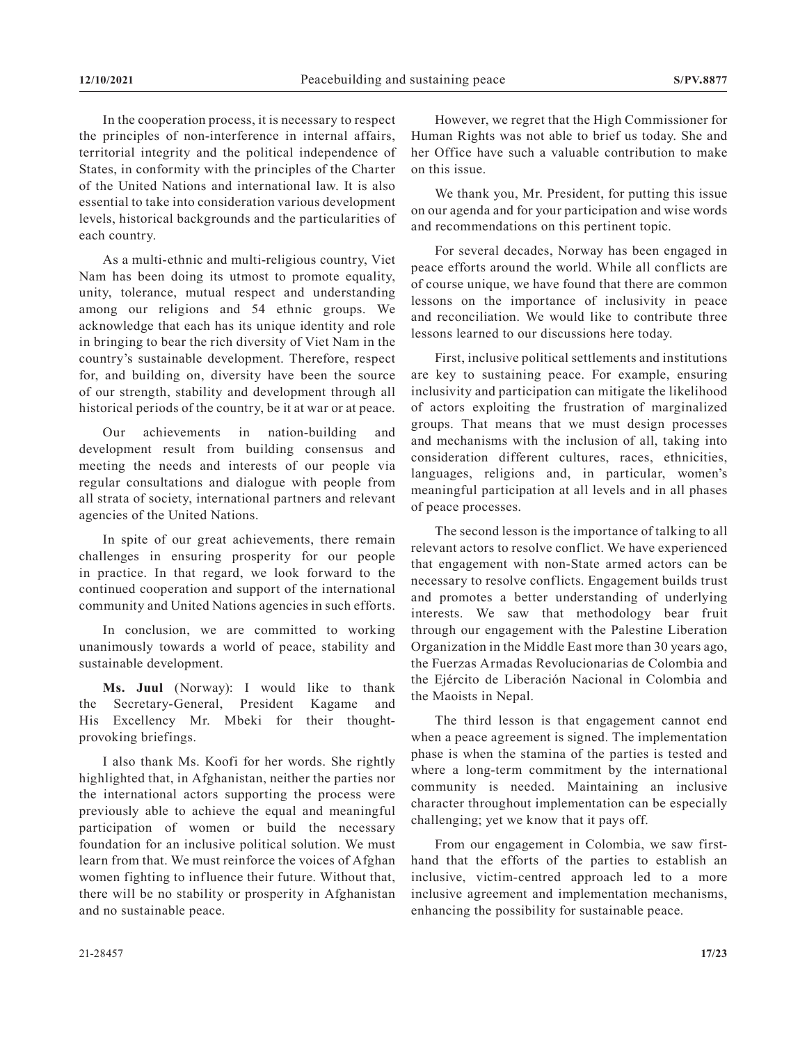In the cooperation process, it is necessary to respect the principles of non-interference in internal affairs, territorial integrity and the political independence of States, in conformity with the principles of the Charter of the United Nations and international law. It is also essential to take into consideration various development levels, historical backgrounds and the particularities of each country.

As a multi-ethnic and multi-religious country, Viet Nam has been doing its utmost to promote equality, unity, tolerance, mutual respect and understanding among our religions and 54 ethnic groups. We acknowledge that each has its unique identity and role in bringing to bear the rich diversity of Viet Nam in the country's sustainable development. Therefore, respect for, and building on, diversity have been the source of our strength, stability and development through all historical periods of the country, be it at war or at peace.

Our achievements in nation-building and development result from building consensus and meeting the needs and interests of our people via regular consultations and dialogue with people from all strata of society, international partners and relevant agencies of the United Nations.

In spite of our great achievements, there remain challenges in ensuring prosperity for our people in practice. In that regard, we look forward to the continued cooperation and support of the international community and United Nations agencies in such efforts.

In conclusion, we are committed to working unanimously towards a world of peace, stability and sustainable development.

**Ms. Juul** (Norway): I would like to thank the Secretary-General, President Kagame and His Excellency Mr. Mbeki for their thought-provoking briefings.

I also thank Ms. Koofi for her words. She rightly highlighted that, in Afghanistan, neither the parties nor the international actors supporting the process were previously able to achieve the equal and meaningful participation of women or build the necessary foundation for an inclusive political solution. We must learn from that. We must reinforce the voices of Afghan women fighting to influence their future. Without that, there will be no stability or prosperity in Afghanistan and no sustainable peace.

However, we regret that the High Commissioner for Human Rights was not able to brief us today. She and her Office have such a valuable contribution to make on this issue.

We thank you, Mr. President, for putting this issue on our agenda and for your participation and wise words and recommendations on this pertinent topic.

For several decades, Norway has been engaged in peace efforts around the world. While all conflicts are of course unique, we have found that there are common lessons on the importance of inclusivity in peace and reconciliation. We would like to contribute three lessons learned to our discussions here today.

First, inclusive political settlements and institutions are key to sustaining peace. For example, ensuring inclusivity and participation can mitigate the likelihood of actors exploiting the frustration of marginalized groups. That means that we must design processes and mechanisms with the inclusion of all, taking into consideration different cultures, races, ethnicities, languages, religions and, in particular, women's meaningful participation at all levels and in all phases of peace processes.

The second lesson is the importance of talking to all relevant actors to resolve conflict. We have experienced that engagement with non-State armed actors can be necessary to resolve conflicts. Engagement builds trust and promotes a better understanding of underlying interests. We saw that methodology bear fruit through our engagement with the Palestine Liberation Organization in the Middle East more than 30 years ago, the Fuerzas Armadas Revolucionarias de Colombia and the Ejército de Liberación Nacional in Colombia and the Maoists in Nepal.

The third lesson is that engagement cannot end when a peace agreement is signed. The implementation phase is when the stamina of the parties is tested and where a long-term commitment by the international community is needed. Maintaining an inclusive character throughout implementation can be especially challenging; yet we know that it pays off.

From our engagement in Colombia, we saw first-hand that the efforts of the parties to establish an inclusive, victim-centred approach led to a more inclusive agreement and implementation mechanisms, enhancing the possibility for sustainable peace.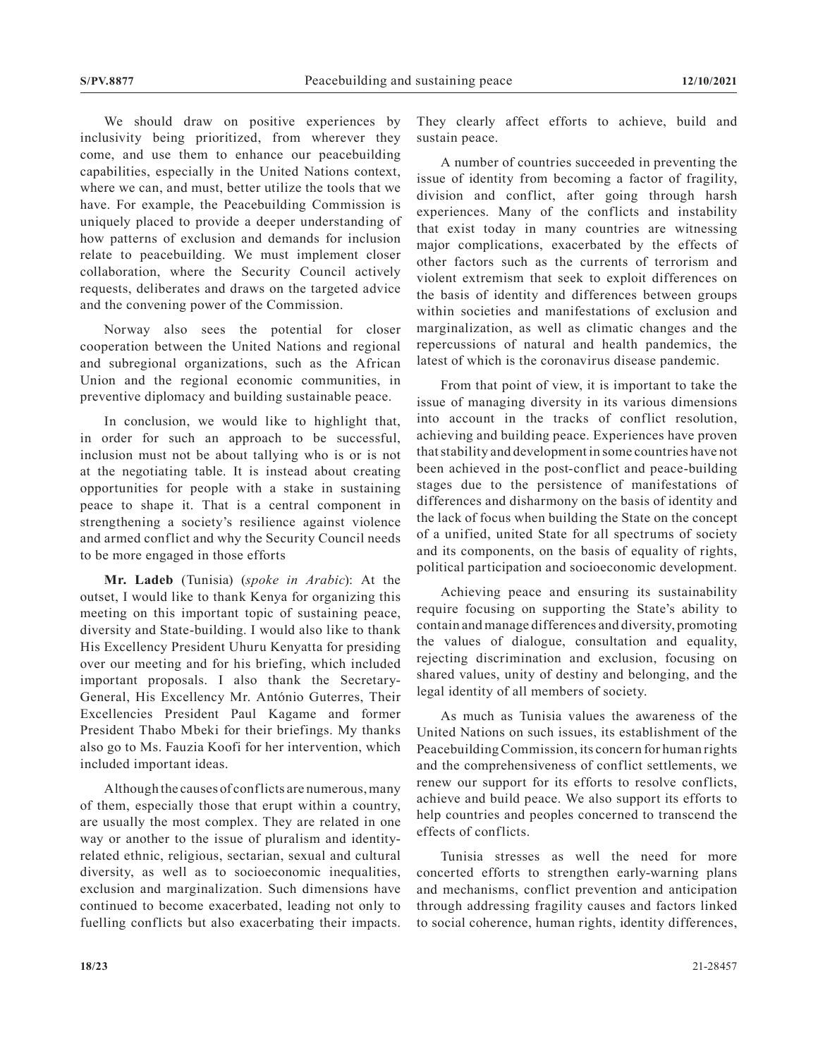We should draw on positive experiences by inclusivity being prioritized, from wherever they come, and use them to enhance our peacebuilding capabilities, especially in the United Nations context, where we can, and must, better utilize the tools that we have. For example, the Peacebuilding Commission is uniquely placed to provide a deeper understanding of how patterns of exclusion and demands for inclusion relate to peacebuilding. We must implement closer collaboration, where the Security Council actively requests, deliberates and draws on the targeted advice and the convening power of the Commission.

Norway also sees the potential for closer cooperation between the United Nations and regional and subregional organizations, such as the African Union and the regional economic communities, in preventive diplomacy and building sustainable peace.

In conclusion, we would like to highlight that, in order for such an approach to be successful, inclusion must not be about tallying who is or is not at the negotiating table. It is instead about creating opportunities for people with a stake in sustaining peace to shape it. That is a central component in strengthening a society's resilience against violence and armed conflict and why the Security Council needs to be more engaged in those efforts

**Mr. Ladeb** (Tunisia) (*spoke in Arabic*): At the outset, I would like to thank Kenya for organizing this meeting on this important topic of sustaining peace, diversity and State-building. I would also like to thank His Excellency President Uhuru Kenyatta for presiding over our meeting and for his briefing, which included important proposals. I also thank the Secretary-General, His Excellency Mr. António Guterres, Their Excellencies President Paul Kagame and former President Thabo Mbeki for their briefings. My thanks also go to Ms. Fauzia Koofi for her intervention, which included important ideas.

Although the causes of conflicts are numerous, many of them, especially those that erupt within a country, are usually the most complex. They are related in one way or another to the issue of pluralism and identity-related ethnic, religious, sectarian, sexual and cultural diversity, as well as to socioeconomic inequalities, exclusion and marginalization. Such dimensions have continued to become exacerbated, leading not only to fuelling conflicts but also exacerbating their impacts. They clearly affect efforts to achieve, build and sustain peace.

A number of countries succeeded in preventing the issue of identity from becoming a factor of fragility, division and conflict, after going through harsh experiences. Many of the conflicts and instability that exist today in many countries are witnessing major complications, exacerbated by the effects of other factors such as the currents of terrorism and violent extremism that seek to exploit differences on the basis of identity and differences between groups within societies and manifestations of exclusion and marginalization, as well as climatic changes and the repercussions of natural and health pandemics, the latest of which is the coronavirus disease pandemic.

From that point of view, it is important to take the issue of managing diversity in its various dimensions into account in the tracks of conflict resolution, achieving and building peace. Experiences have proven that stability and development in some countries have not been achieved in the post-conflict and peace-building stages due to the persistence of manifestations of differences and disharmony on the basis of identity and the lack of focus when building the State on the concept of a unified, united State for all spectrums of society and its components, on the basis of equality of rights, political participation and socioeconomic development.

Achieving peace and ensuring its sustainability require focusing on supporting the State's ability to contain and manage differences and diversity, promoting the values of dialogue, consultation and equality, rejecting discrimination and exclusion, focusing on shared values, unity of destiny and belonging, and the legal identity of all members of society.

As much as Tunisia values the awareness of the United Nations on such issues, its establishment of the Peacebuilding Commission, its concern for human rights and the comprehensiveness of conflict settlements, we renew our support for its efforts to resolve conflicts, achieve and build peace. We also support its efforts to help countries and peoples concerned to transcend the effects of conflicts.

Tunisia stresses as well the need for more concerted efforts to strengthen early-warning plans and mechanisms, conflict prevention and anticipation through addressing fragility causes and factors linked to social coherence, human rights, identity differences,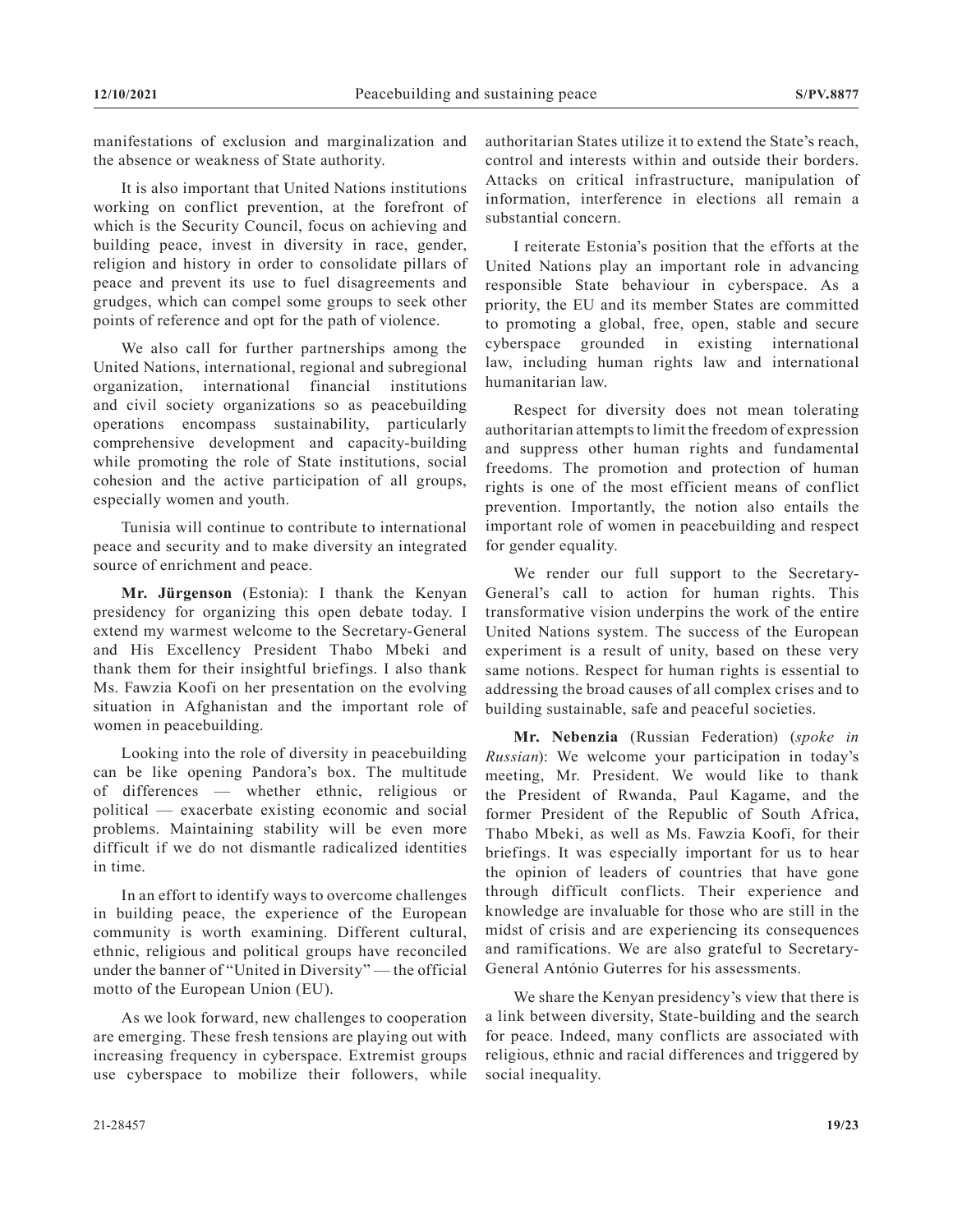manifestations of exclusion and marginalization and the absence or weakness of State authority.

It is also important that United Nations institutions working on conflict prevention, at the forefront of which is the Security Council, focus on achieving and building peace, invest in diversity in race, gender, religion and history in order to consolidate pillars of peace and prevent its use to fuel disagreements and grudges, which can compel some groups to seek other points of reference and opt for the path of violence.

We also call for further partnerships among the United Nations, international, regional and subregional organization, international financial institutions and civil society organizations so as peacebuilding operations encompass sustainability, particularly comprehensive development and capacity-building while promoting the role of State institutions, social cohesion and the active participation of all groups, especially women and youth.

Tunisia will continue to contribute to international peace and security and to make diversity an integrated source of enrichment and peace.

**Mr. Jürgenson** (Estonia): I thank the Kenyan presidency for organizing this open debate today. I extend my warmest welcome to the Secretary-General and His Excellency President Thabo Mbeki and thank them for their insightful briefings. I also thank Ms. Fawzia Koofi on her presentation on the evolving situation in Afghanistan and the important role of women in peacebuilding.

Looking into the role of diversity in peacebuilding can be like opening Pandora's box. The multitude of differences — whether ethnic, religious or political — exacerbate existing economic and social problems. Maintaining stability will be even more difficult if we do not dismantle radicalized identities in time.

In an effort to identify ways to overcome challenges in building peace, the experience of the European community is worth examining. Different cultural, ethnic, religious and political groups have reconciled under the banner of "United in Diversity" — the official motto of the European Union (EU).

As we look forward, new challenges to cooperation are emerging. These fresh tensions are playing out with increasing frequency in cyberspace. Extremist groups use cyberspace to mobilize their followers, while authoritarian States utilize it to extend the State's reach, control and interests within and outside their borders. Attacks on critical infrastructure, manipulation of information, interference in elections all remain a substantial concern.

I reiterate Estonia's position that the efforts at the United Nations play an important role in advancing responsible State behaviour in cyberspace. As a priority, the EU and its member States are committed to promoting a global, free, open, stable and secure cyberspace grounded in existing international law, including human rights law and international humanitarian law.

Respect for diversity does not mean tolerating authoritarian attempts to limit the freedom of expression and suppress other human rights and fundamental freedoms. The promotion and protection of human rights is one of the most efficient means of conflict prevention. Importantly, the notion also entails the important role of women in peacebuilding and respect for gender equality.

We render our full support to the Secretary-General's call to action for human rights. This transformative vision underpins the work of the entire United Nations system. The success of the European experiment is a result of unity, based on these very same notions. Respect for human rights is essential to addressing the broad causes of all complex crises and to building sustainable, safe and peaceful societies.

**Mr. Nebenzia** (Russian Federation) (*spoke in Russian*): We welcome your participation in today's meeting, Mr. President. We would like to thank the President of Rwanda, Paul Kagame, and the former President of the Republic of South Africa, Thabo Mbeki, as well as Ms. Fawzia Koofi, for their briefings. It was especially important for us to hear the opinion of leaders of countries that have gone through difficult conflicts. Their experience and knowledge are invaluable for those who are still in the midst of crisis and are experiencing its consequences and ramifications. We are also grateful to Secretary-General António Guterres for his assessments.

We share the Kenyan presidency's view that there is a link between diversity, State-building and the search for peace. Indeed, many conflicts are associated with religious, ethnic and racial differences and triggered by social inequality.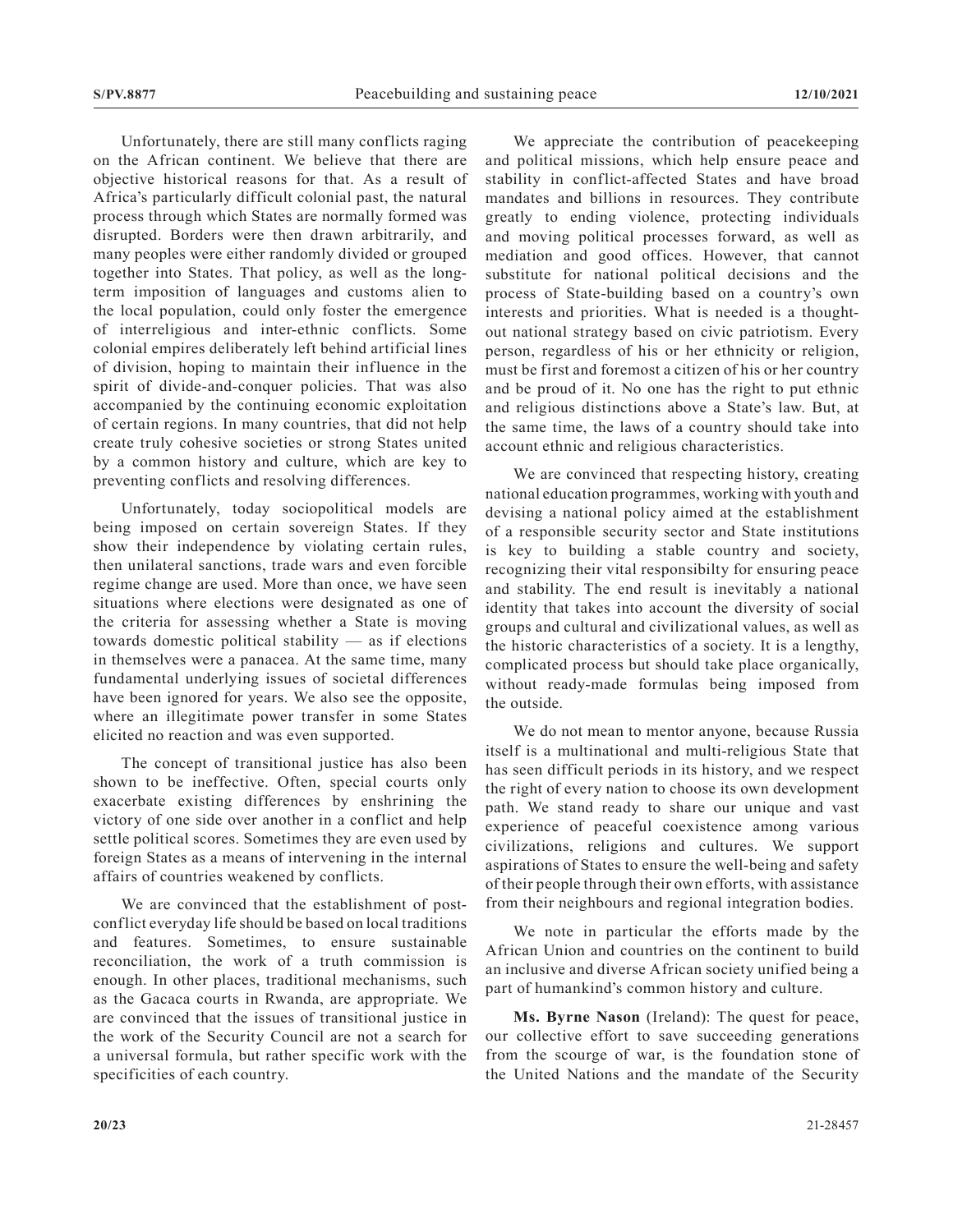Unfortunately, there are still many conflicts raging on the African continent. We believe that there are objective historical reasons for that. As a result of Africa's particularly difficult colonial past, the natural process through which States are normally formed was disrupted. Borders were then drawn arbitrarily, and many peoples were either randomly divided or grouped together into States. That policy, as well as the long-term imposition of languages and customs alien to the local population, could only foster the emergence of interreligious and inter-ethnic conflicts. Some colonial empires deliberately left behind artificial lines of division, hoping to maintain their influence in the spirit of divide-and-conquer policies. That was also accompanied by the continuing economic exploitation of certain regions. In many countries, that did not help create truly cohesive societies or strong States united by a common history and culture, which are key to preventing conflicts and resolving differences.

Unfortunately, today sociopolitical models are being imposed on certain sovereign States. If they show their independence by violating certain rules, then unilateral sanctions, trade wars and even forcible regime change are used. More than once, we have seen situations where elections were designated as one of the criteria for assessing whether a State is moving towards domestic political stability — as if elections in themselves were a panacea. At the same time, many fundamental underlying issues of societal differences have been ignored for years. We also see the opposite, where an illegitimate power transfer in some States elicited no reaction and was even supported.

The concept of transitional justice has also been shown to be ineffective. Often, special courts only exacerbate existing differences by enshrining the victory of one side over another in a conflict and help settle political scores. Sometimes they are even used by foreign States as a means of intervening in the internal affairs of countries weakened by conflicts.

We are convinced that the establishment of post-conflict everyday life should be based on local traditions and features. Sometimes, to ensure sustainable reconciliation, the work of a truth commission is enough. In other places, traditional mechanisms, such as the Gacaca courts in Rwanda, are appropriate. We are convinced that the issues of transitional justice in the work of the Security Council are not a search for a universal formula, but rather specific work with the specificities of each country.

We appreciate the contribution of peacekeeping and political missions, which help ensure peace and stability in conflict-affected States and have broad mandates and billions in resources. They contribute greatly to ending violence, protecting individuals and moving political processes forward, as well as mediation and good offices. However, that cannot substitute for national political decisions and the process of State-building based on a country's own interests and priorities. What is needed is a thought-out national strategy based on civic patriotism. Every person, regardless of his or her ethnicity or religion, must be first and foremost a citizen of his or her country and be proud of it. No one has the right to put ethnic and religious distinctions above a State's law. But, at the same time, the laws of a country should take into account ethnic and religious characteristics.

We are convinced that respecting history, creating national education programmes, working with youth and devising a national policy aimed at the establishment of a responsible security sector and State institutions is key to building a stable country and society, recognizing their vital responsibilty for ensuring peace and stability. The end result is inevitably a national identity that takes into account the diversity of social groups and cultural and civilizational values, as well as the historic characteristics of a society. It is a lengthy, complicated process but should take place organically, without ready-made formulas being imposed from the outside.

We do not mean to mentor anyone, because Russia itself is a multinational and multi-religious State that has seen difficult periods in its history, and we respect the right of every nation to choose its own development path. We stand ready to share our unique and vast experience of peaceful coexistence among various civilizations, religions and cultures. We support aspirations of States to ensure the well-being and safety of their people through their own efforts, with assistance from their neighbours and regional integration bodies.

We note in particular the efforts made by the African Union and countries on the continent to build an inclusive and diverse African society unified being a part of humankind's common history and culture.

**Ms. Byrne Nason** (Ireland): The quest for peace, our collective effort to save succeeding generations from the scourge of war, is the foundation stone of the United Nations and the mandate of the Security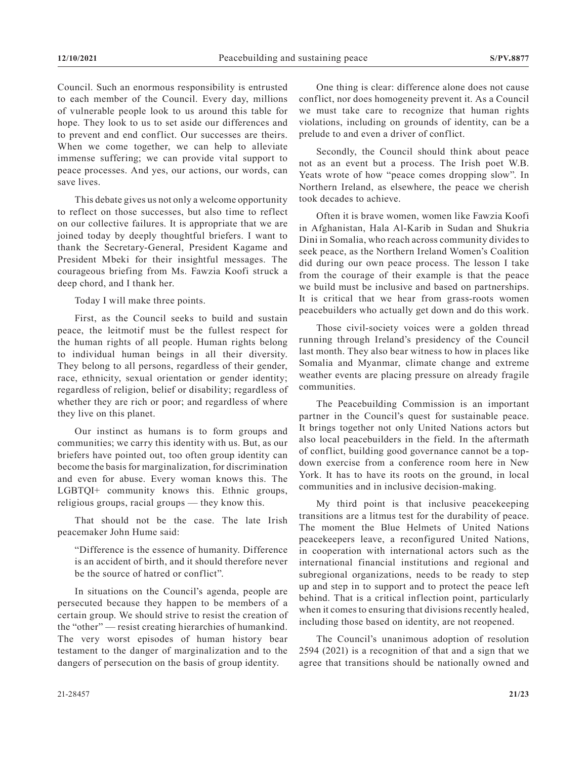Council. Such an enormous responsibility is entrusted to each member of the Council. Every day, millions of vulnerable people look to us around this table for hope. They look to us to set aside our differences and to prevent and end conflict. Our successes are theirs. When we come together, we can help to alleviate immense suffering; we can provide vital support to peace processes. And yes, our actions, our words, can save lives.

This debate gives us not only a welcome opportunity to reflect on those successes, but also time to reflect on our collective failures. It is appropriate that we are joined today by deeply thoughtful briefers. I want to thank the Secretary-General, President Kagame and President Mbeki for their insightful messages. The courageous briefing from Ms. Fawzia Koofi struck a deep chord, and I thank her.

Today I will make three points.

First, as the Council seeks to build and sustain peace, the leitmotif must be the fullest respect for the human rights of all people. Human rights belong to individual human beings in all their diversity. They belong to all persons, regardless of their gender, race, ethnicity, sexual orientation or gender identity; regardless of religion, belief or disability; regardless of whether they are rich or poor; and regardless of where they live on this planet.

Our instinct as humans is to form groups and communities; we carry this identity with us. But, as our briefers have pointed out, too often group identity can become the basis for marginalization, for discrimination and even for abuse. Every woman knows this. The LGBTQI+ community knows this. Ethnic groups, religious groups, racial groups — they know this.

That should not be the case. The late Irish peacemaker John Hume said:

> "Difference is the essence of humanity. Difference is an accident of birth, and it should therefore never be the source of hatred or conflict".

In situations on the Council's agenda, people are persecuted because they happen to be members of a certain group. We should strive to resist the creation of the "other" — resist creating hierarchies of humankind. The very worst episodes of human history bear testament to the danger of marginalization and to the dangers of persecution on the basis of group identity.

One thing is clear: difference alone does not cause conflict, nor does homogeneity prevent it. As a Council we must take care to recognize that human rights violations, including on grounds of identity, can be a prelude to and even a driver of conflict.

Secondly, the Council should think about peace not as an event but a process. The Irish poet W.B. Yeats wrote of how "peace comes dropping slow". In Northern Ireland, as elsewhere, the peace we cherish took decades to achieve.

Often it is brave women, women like Fawzia Koofi in Afghanistan, Hala Al-Karib in Sudan and Shukria Dini in Somalia, who reach across community divides to seek peace, as the Northern Ireland Women's Coalition did during our own peace process. The lesson I take from the courage of their example is that the peace we build must be inclusive and based on partnerships. It is critical that we hear from grass-roots women peacebuilders who actually get down and do this work.

Those civil-society voices were a golden thread running through Ireland's presidency of the Council last month. They also bear witness to how in places like Somalia and Myanmar, climate change and extreme weather events are placing pressure on already fragile communities.

The Peacebuilding Commission is an important partner in the Council's quest for sustainable peace. It brings together not only United Nations actors but also local peacebuilders in the field. In the aftermath of conflict, building good governance cannot be a top-down exercise from a conference room here in New York. It has to have its roots on the ground, in local communities and in inclusive decision-making.

My third point is that inclusive peacekeeping transitions are a litmus test for the durability of peace. The moment the Blue Helmets of United Nations peacekeepers leave, a reconfigured United Nations, in cooperation with international actors such as the international financial institutions and regional and subregional organizations, needs to be ready to step up and step in to support and to protect the peace left behind. That is a critical inflection point, particularly when it comes to ensuring that divisions recently healed, including those based on identity, are not reopened.

The Council's unanimous adoption of resolution 2594 (2021) is a recognition of that and a sign that we agree that transitions should be nationally owned and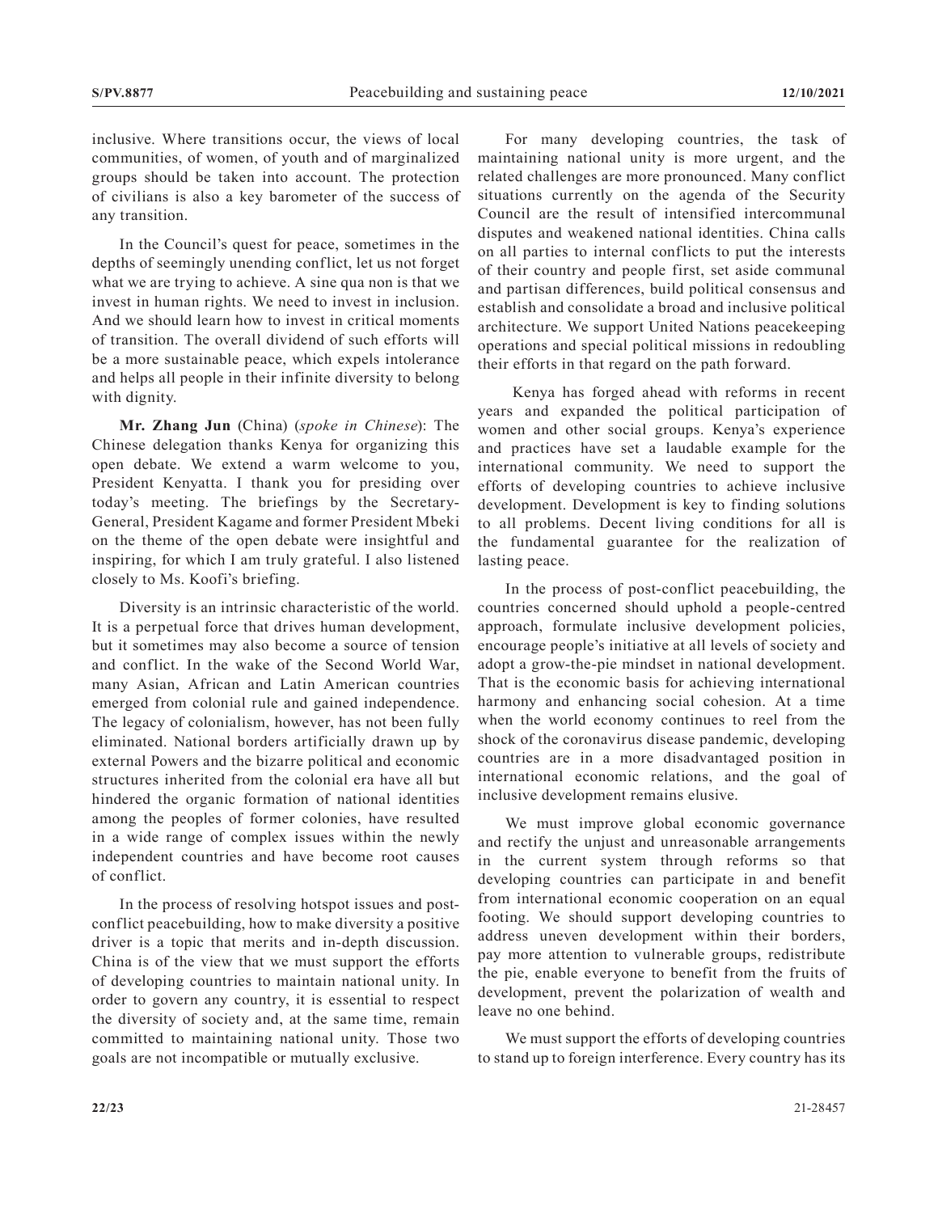inclusive. Where transitions occur, the views of local communities, of women, of youth and of marginalized groups should be taken into account. The protection of civilians is also a key barometer of the success of any transition.

In the Council's quest for peace, sometimes in the depths of seemingly unending conflict, let us not forget what we are trying to achieve. A sine qua non is that we invest in human rights. We need to invest in inclusion. And we should learn how to invest in critical moments of transition. The overall dividend of such efforts will be a more sustainable peace, which expels intolerance and helps all people in their infinite diversity to belong with dignity.

**Mr. Zhang Jun** (China) (*spoke in Chinese*): The Chinese delegation thanks Kenya for organizing this open debate. We extend a warm welcome to you, President Kenyatta. I thank you for presiding over today's meeting. The briefings by the Secretary-General, President Kagame and former President Mbeki on the theme of the open debate were insightful and inspiring, for which I am truly grateful. I also listened closely to Ms. Koofi's briefing.

Diversity is an intrinsic characteristic of the world. It is a perpetual force that drives human development, but it sometimes may also become a source of tension and conflict. In the wake of the Second World War, many Asian, African and Latin American countries emerged from colonial rule and gained independence. The legacy of colonialism, however, has not been fully eliminated. National borders artificially drawn up by external Powers and the bizarre political and economic structures inherited from the colonial era have all but hindered the organic formation of national identities among the peoples of former colonies, have resulted in a wide range of complex issues within the newly independent countries and have become root causes of conflict.

In the process of resolving hotspot issues and post-conflict peacebuilding, how to make diversity a positive driver is a topic that merits and in-depth discussion. China is of the view that we must support the efforts of developing countries to maintain national unity. In order to govern any country, it is essential to respect the diversity of society and, at the same time, remain committed to maintaining national unity. Those two goals are not incompatible or mutually exclusive.

For many developing countries, the task of maintaining national unity is more urgent, and the related challenges are more pronounced. Many conflict situations currently on the agenda of the Security Council are the result of intensified intercommunal disputes and weakened national identities. China calls on all parties to internal conflicts to put the interests of their country and people first, set aside communal and partisan differences, build political consensus and establish and consolidate a broad and inclusive political architecture. We support United Nations peacekeeping operations and special political missions in redoubling their efforts in that regard on the path forward.

Kenya has forged ahead with reforms in recent years and expanded the political participation of women and other social groups. Kenya's experience and practices have set a laudable example for the international community. We need to support the efforts of developing countries to achieve inclusive development. Development is key to finding solutions to all problems. Decent living conditions for all is the fundamental guarantee for the realization of lasting peace.

In the process of post-conflict peacebuilding, the countries concerned should uphold a people-centred approach, formulate inclusive development policies, encourage people's initiative at all levels of society and adopt a grow-the-pie mindset in national development. That is the economic basis for achieving international harmony and enhancing social cohesion. At a time when the world economy continues to reel from the shock of the coronavirus disease pandemic, developing countries are in a more disadvantaged position in international economic relations, and the goal of inclusive development remains elusive.

We must improve global economic governance and rectify the unjust and unreasonable arrangements in the current system through reforms so that developing countries can participate in and benefit from international economic cooperation on an equal footing. We should support developing countries to address uneven development within their borders, pay more attention to vulnerable groups, redistribute the pie, enable everyone to benefit from the fruits of development, prevent the polarization of wealth and leave no one behind.

We must support the efforts of developing countries to stand up to foreign interference. Every country has its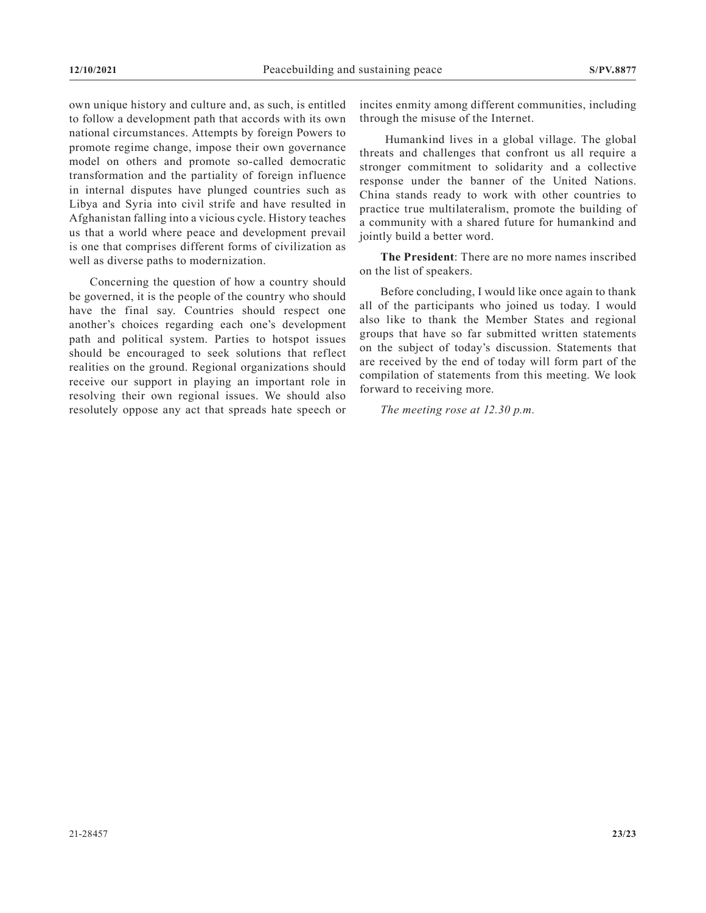own unique history and culture and, as such, is entitled to follow a development path that accords with its own national circumstances. Attempts by foreign Powers to promote regime change, impose their own governance model on others and promote so-called democratic transformation and the partiality of foreign influence in internal disputes have plunged countries such as Libya and Syria into civil strife and have resulted in Afghanistan falling into a vicious cycle. History teaches us that a world where peace and development prevail is one that comprises different forms of civilization as well as diverse paths to modernization.

Concerning the question of how a country should be governed, it is the people of the country who should have the final say. Countries should respect one another's choices regarding each one's development path and political system. Parties to hotspot issues should be encouraged to seek solutions that reflect realities on the ground. Regional organizations should receive our support in playing an important role in resolving their own regional issues. We should also resolutely oppose any act that spreads hate speech or incites enmity among different communities, including through the misuse of the Internet.

Humankind lives in a global village. The global threats and challenges that confront us all require a stronger commitment to solidarity and a collective response under the banner of the United Nations. China stands ready to work with other countries to practice true multilateralism, promote the building of a community with a shared future for humankind and jointly build a better word.

**The President**: There are no more names inscribed on the list of speakers.

Before concluding, I would like once again to thank all of the participants who joined us today. I would also like to thank the Member States and regional groups that have so far submitted written statements on the subject of today's discussion. Statements that are received by the end of today will form part of the compilation of statements from this meeting. We look forward to receiving more.

*The meeting rose at 12.30 p.m.*